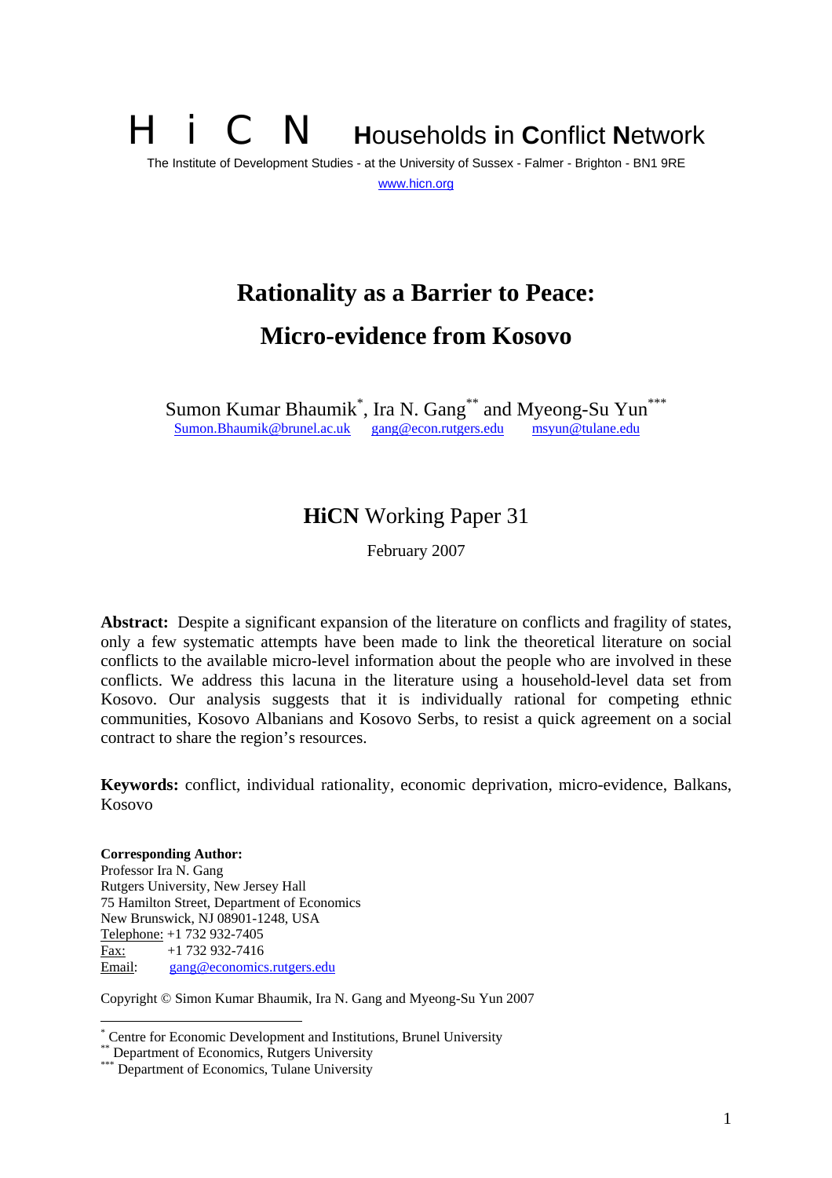H i C N **H**ouseholds **i**n **C**onflict **N**etwork

The Institute of Development Studies - at the University of Sussex - Falmer - Brighton - BN1 9RE

www.hicn.org

# Rationality as a Barrier to Peace: Micro-evidence from Kosovo

Sumon Kumar Bhaumik[*], Ira N. Gang[**] and Myeong-Su Yun[***]

Sumon.Bhaumik@brunel.ac.uk gang@econ.rutgers.edu msyun@tulane.edu

## **HiCN** Working Paper 31

February 2007

**Abstract:** Despite a significant expansion of the literature on conflicts and fragility of states, only a few systematic attempts have been made to link the theoretical literature on social conflicts to the available micro-level information about the people who are involved in these conflicts. We address this lacuna in the literature using a household-level data set from Kosovo. Our analysis suggests that it is individually rational for competing ethnic communities, Kosovo Albanians and Kosovo Serbs, to resist a quick agreement on a social contract to share the region's resources.

**Keywords:** conflict, individual rationality, economic deprivation, micro-evidence, Balkans, Kosovo

**Corresponding Author:**
Professor Ira N. Gang
Rutgers University, New Jersey Hall
75 Hamilton Street, Department of Economics
New Brunswick, NJ 08901-1248, USA
Telephone: +1 732 932-7405
Fax: +1 732 932-7416
Email: gang@economics.rutgers.edu

Copyright © Simon Kumar Bhaumik, Ira N. Gang and Myeong-Su Yun 2007

[*] Centre for Economic Development and Institutions, Brunel University
[**] Department of Economics, Rutgers University
[***] Department of Economics, Tulane University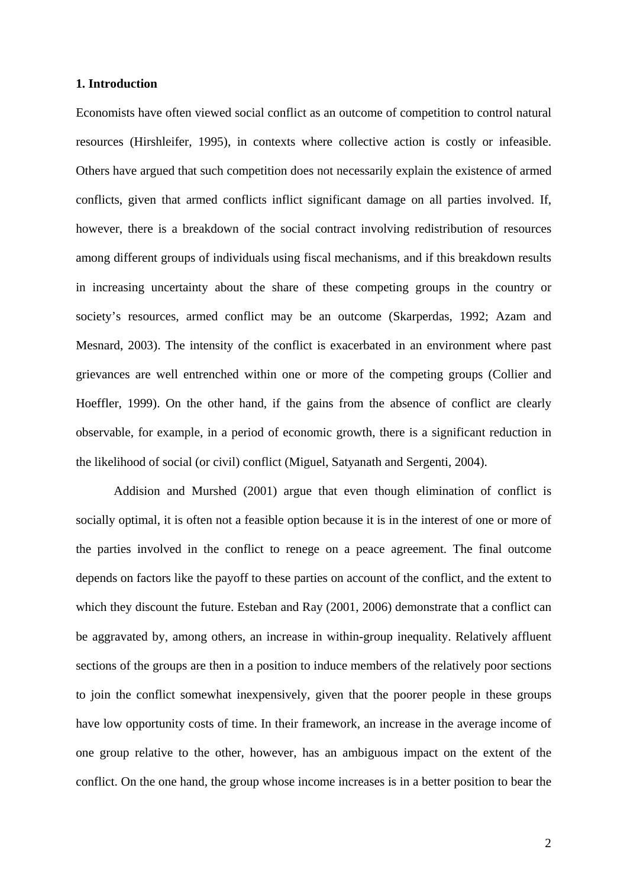## 1. Introduction

Economists have often viewed social conflict as an outcome of competition to control natural resources (Hirshleifer, 1995), in contexts where collective action is costly or infeasible. Others have argued that such competition does not necessarily explain the existence of armed conflicts, given that armed conflicts inflict significant damage on all parties involved. If, however, there is a breakdown of the social contract involving redistribution of resources among different groups of individuals using fiscal mechanisms, and if this breakdown results in increasing uncertainty about the share of these competing groups in the country or society's resources, armed conflict may be an outcome (Skarperdas, 1992; Azam and Mesnard, 2003). The intensity of the conflict is exacerbated in an environment where past grievances are well entrenched within one or more of the competing groups (Collier and Hoeffler, 1999). On the other hand, if the gains from the absence of conflict are clearly observable, for example, in a period of economic growth, there is a significant reduction in the likelihood of social (or civil) conflict (Miguel, Satyanath and Sergenti, 2004).

Addision and Murshed (2001) argue that even though elimination of conflict is socially optimal, it is often not a feasible option because it is in the interest of one or more of the parties involved in the conflict to renege on a peace agreement. The final outcome depends on factors like the payoff to these parties on account of the conflict, and the extent to which they discount the future. Esteban and Ray (2001, 2006) demonstrate that a conflict can be aggravated by, among others, an increase in within-group inequality. Relatively affluent sections of the groups are then in a position to induce members of the relatively poor sections to join the conflict somewhat inexpensively, given that the poorer people in these groups have low opportunity costs of time. In their framework, an increase in the average income of one group relative to the other, however, has an ambiguous impact on the extent of the conflict. On the one hand, the group whose income increases is in a better position to bear the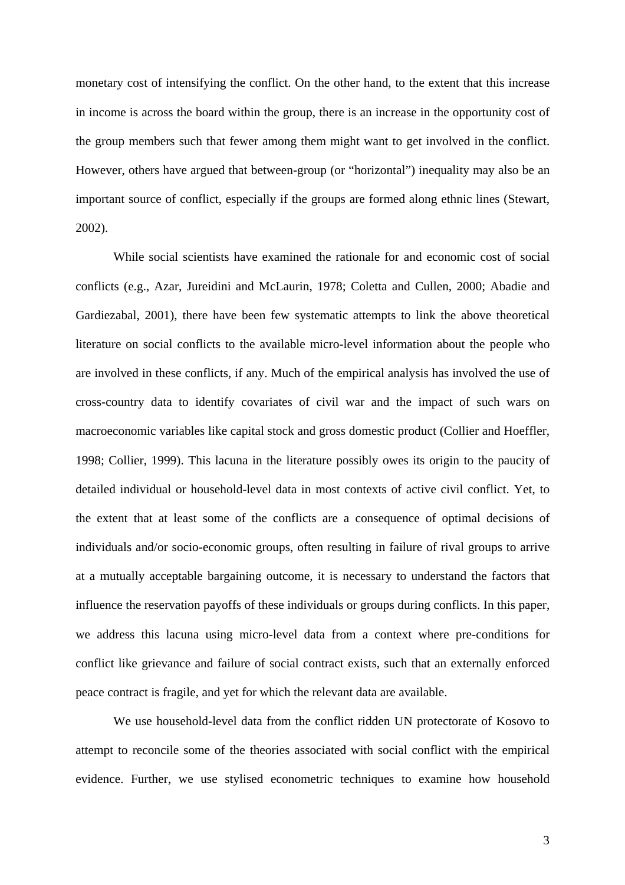monetary cost of intensifying the conflict. On the other hand, to the extent that this increase in income is across the board within the group, there is an increase in the opportunity cost of the group members such that fewer among them might want to get involved in the conflict. However, others have argued that between-group (or "horizontal") inequality may also be an important source of conflict, especially if the groups are formed along ethnic lines (Stewart, 2002).

While social scientists have examined the rationale for and economic cost of social conflicts (e.g., Azar, Jureidini and McLaurin, 1978; Coletta and Cullen, 2000; Abadie and Gardiezabal, 2001), there have been few systematic attempts to link the above theoretical literature on social conflicts to the available micro-level information about the people who are involved in these conflicts, if any. Much of the empirical analysis has involved the use of cross-country data to identify covariates of civil war and the impact of such wars on macroeconomic variables like capital stock and gross domestic product (Collier and Hoeffler, 1998; Collier, 1999). This lacuna in the literature possibly owes its origin to the paucity of detailed individual or household-level data in most contexts of active civil conflict. Yet, to the extent that at least some of the conflicts are a consequence of optimal decisions of individuals and/or socio-economic groups, often resulting in failure of rival groups to arrive at a mutually acceptable bargaining outcome, it is necessary to understand the factors that influence the reservation payoffs of these individuals or groups during conflicts. In this paper, we address this lacuna using micro-level data from a context where pre-conditions for conflict like grievance and failure of social contract exists, such that an externally enforced peace contract is fragile, and yet for which the relevant data are available.

We use household-level data from the conflict ridden UN protectorate of Kosovo to attempt to reconcile some of the theories associated with social conflict with the empirical evidence. Further, we use stylised econometric techniques to examine how household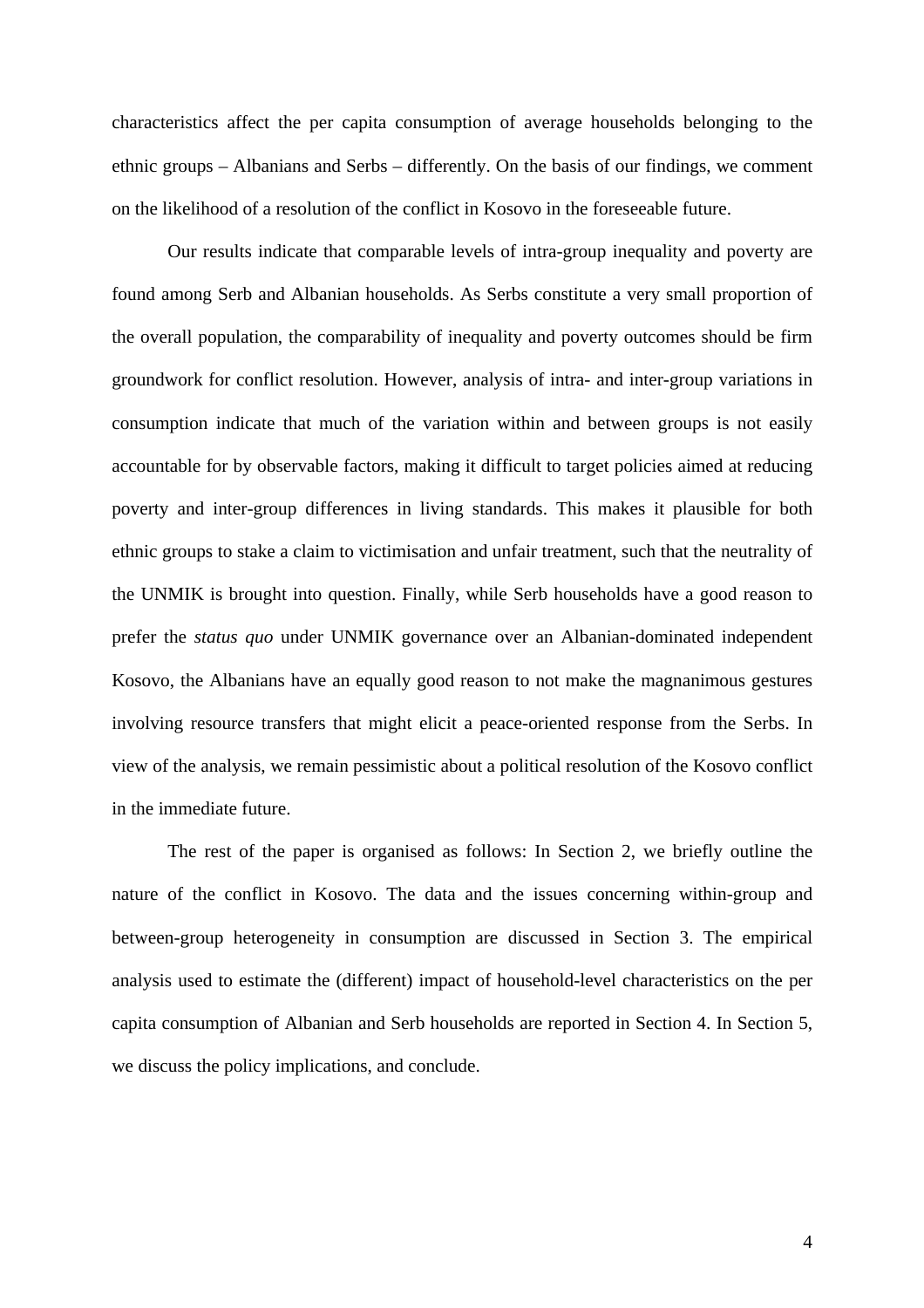characteristics affect the per capita consumption of average households belonging to the ethnic groups – Albanians and Serbs – differently. On the basis of our findings, we comment on the likelihood of a resolution of the conflict in Kosovo in the foreseeable future.

Our results indicate that comparable levels of intra-group inequality and poverty are found among Serb and Albanian households. As Serbs constitute a very small proportion of the overall population, the comparability of inequality and poverty outcomes should be firm groundwork for conflict resolution. However, analysis of intra- and inter-group variations in consumption indicate that much of the variation within and between groups is not easily accountable for by observable factors, making it difficult to target policies aimed at reducing poverty and inter-group differences in living standards. This makes it plausible for both ethnic groups to stake a claim to victimisation and unfair treatment, such that the neutrality of the UNMIK is brought into question. Finally, while Serb households have a good reason to prefer the *status quo* under UNMIK governance over an Albanian-dominated independent Kosovo, the Albanians have an equally good reason to not make the magnanimous gestures involving resource transfers that might elicit a peace-oriented response from the Serbs. In view of the analysis, we remain pessimistic about a political resolution of the Kosovo conflict in the immediate future.

The rest of the paper is organised as follows: In Section 2, we briefly outline the nature of the conflict in Kosovo. The data and the issues concerning within-group and between-group heterogeneity in consumption are discussed in Section 3. The empirical analysis used to estimate the (different) impact of household-level characteristics on the per capita consumption of Albanian and Serb households are reported in Section 4. In Section 5, we discuss the policy implications, and conclude.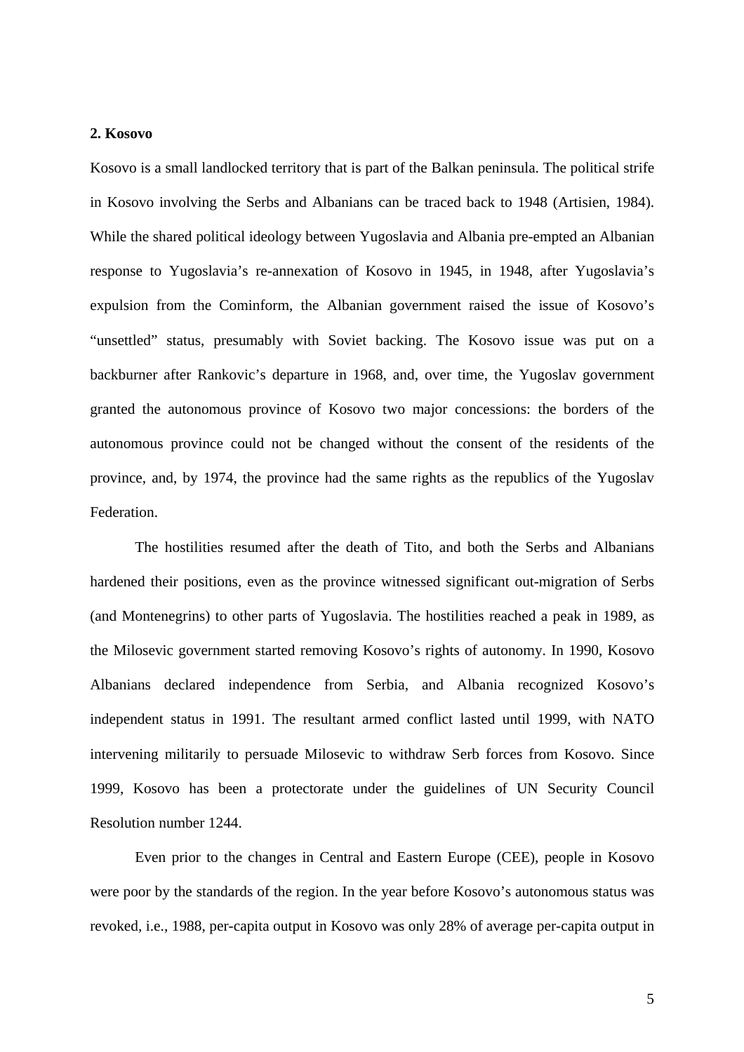## 2. Kosovo

Kosovo is a small landlocked territory that is part of the Balkan peninsula. The political strife in Kosovo involving the Serbs and Albanians can be traced back to 1948 (Artisien, 1984). While the shared political ideology between Yugoslavia and Albania pre-empted an Albanian response to Yugoslavia's re-annexation of Kosovo in 1945, in 1948, after Yugoslavia's expulsion from the Cominform, the Albanian government raised the issue of Kosovo's "unsettled" status, presumably with Soviet backing. The Kosovo issue was put on a backburner after Rankovic's departure in 1968, and, over time, the Yugoslav government granted the autonomous province of Kosovo two major concessions: the borders of the autonomous province could not be changed without the consent of the residents of the province, and, by 1974, the province had the same rights as the republics of the Yugoslav Federation.

The hostilities resumed after the death of Tito, and both the Serbs and Albanians hardened their positions, even as the province witnessed significant out-migration of Serbs (and Montenegrins) to other parts of Yugoslavia. The hostilities reached a peak in 1989, as the Milosevic government started removing Kosovo's rights of autonomy. In 1990, Kosovo Albanians declared independence from Serbia, and Albania recognized Kosovo's independent status in 1991. The resultant armed conflict lasted until 1999, with NATO intervening militarily to persuade Milosevic to withdraw Serb forces from Kosovo. Since 1999, Kosovo has been a protectorate under the guidelines of UN Security Council Resolution number 1244.

Even prior to the changes in Central and Eastern Europe (CEE), people in Kosovo were poor by the standards of the region. In the year before Kosovo's autonomous status was revoked, i.e., 1988, per-capita output in Kosovo was only 28% of average per-capita output in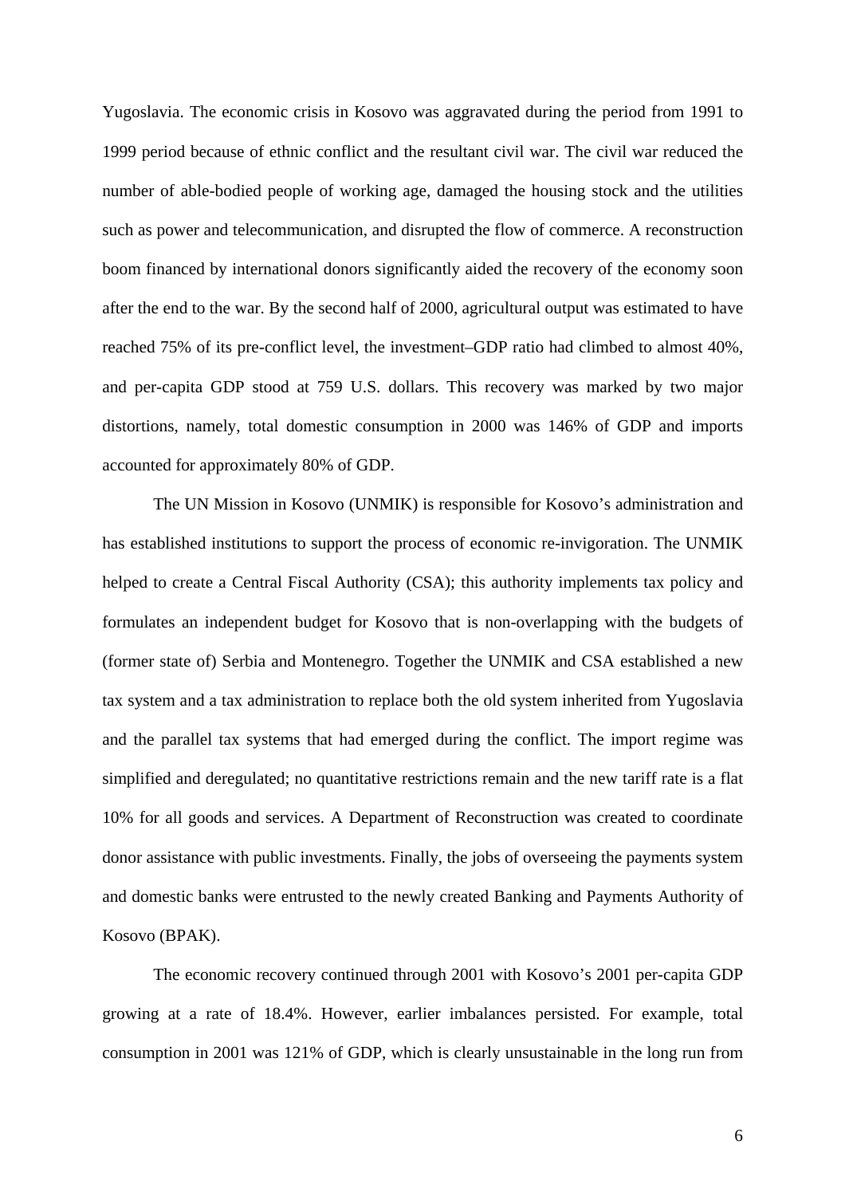Yugoslavia. The economic crisis in Kosovo was aggravated during the period from 1991 to 1999 period because of ethnic conflict and the resultant civil war. The civil war reduced the number of able-bodied people of working age, damaged the housing stock and the utilities such as power and telecommunication, and disrupted the flow of commerce. A reconstruction boom financed by international donors significantly aided the recovery of the economy soon after the end to the war. By the second half of 2000, agricultural output was estimated to have reached 75% of its pre-conflict level, the investment–GDP ratio had climbed to almost 40%, and per-capita GDP stood at 759 U.S. dollars. This recovery was marked by two major distortions, namely, total domestic consumption in 2000 was 146% of GDP and imports accounted for approximately 80% of GDP.

The UN Mission in Kosovo (UNMIK) is responsible for Kosovo's administration and has established institutions to support the process of economic re-invigoration. The UNMIK helped to create a Central Fiscal Authority (CSA); this authority implements tax policy and formulates an independent budget for Kosovo that is non-overlapping with the budgets of (former state of) Serbia and Montenegro. Together the UNMIK and CSA established a new tax system and a tax administration to replace both the old system inherited from Yugoslavia and the parallel tax systems that had emerged during the conflict. The import regime was simplified and deregulated; no quantitative restrictions remain and the new tariff rate is a flat 10% for all goods and services. A Department of Reconstruction was created to coordinate donor assistance with public investments. Finally, the jobs of overseeing the payments system and domestic banks were entrusted to the newly created Banking and Payments Authority of Kosovo (BPAK).

The economic recovery continued through 2001 with Kosovo's 2001 per-capita GDP growing at a rate of 18.4%. However, earlier imbalances persisted. For example, total consumption in 2001 was 121% of GDP, which is clearly unsustainable in the long run from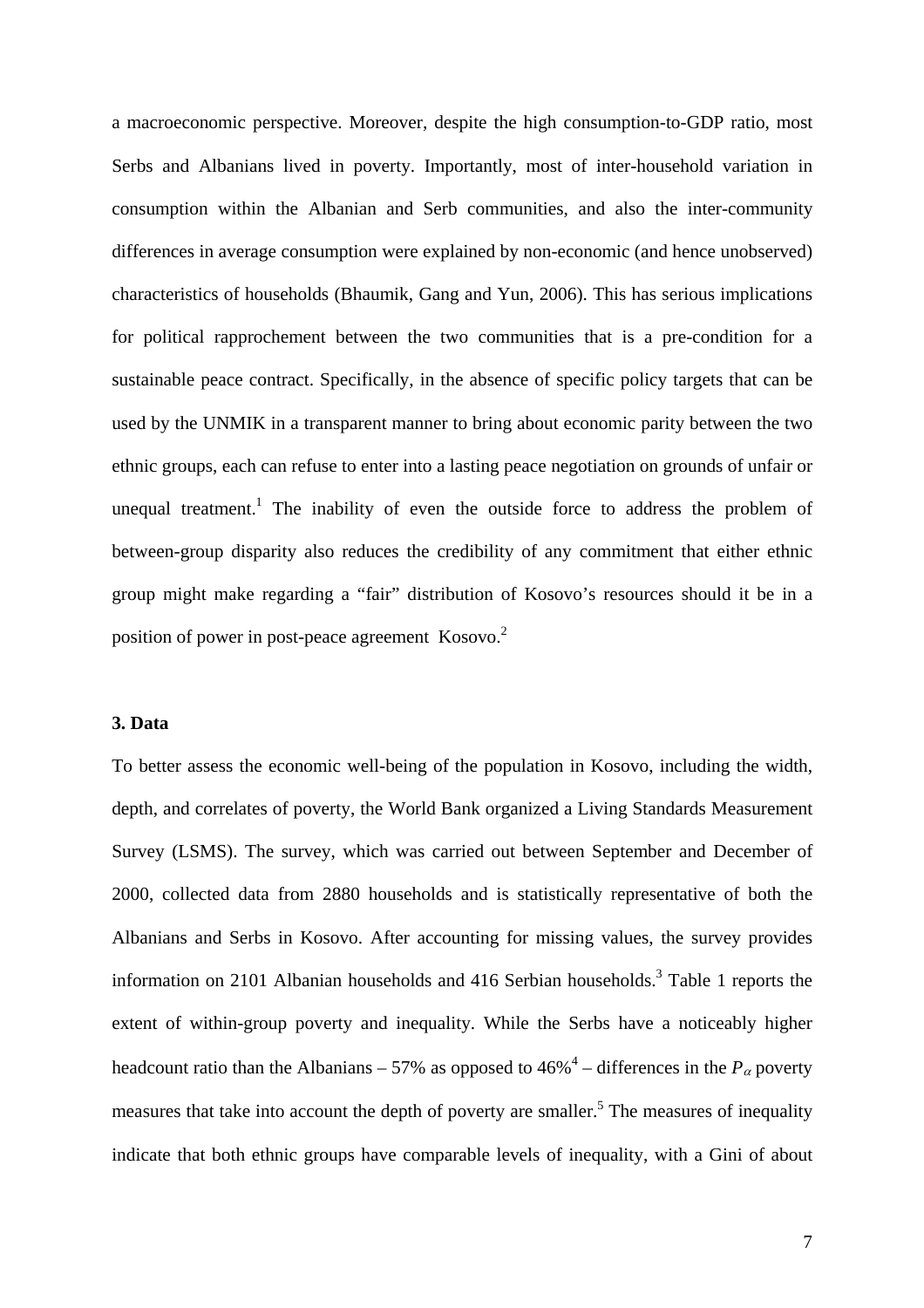a macroeconomic perspective. Moreover, despite the high consumption-to-GDP ratio, most Serbs and Albanians lived in poverty. Importantly, most of inter-household variation in consumption within the Albanian and Serb communities, and also the inter-community differences in average consumption were explained by non-economic (and hence unobserved) characteristics of households (Bhaumik, Gang and Yun, 2006). This has serious implications for political rapprochement between the two communities that is a pre-condition for a sustainable peace contract. Specifically, in the absence of specific policy targets that can be used by the UNMIK in a transparent manner to bring about economic parity between the two ethnic groups, each can refuse to enter into a lasting peace negotiation on grounds of unfair or unequal treatment.[1] The inability of even the outside force to address the problem of between-group disparity also reduces the credibility of any commitment that either ethnic group might make regarding a "fair" distribution of Kosovo's resources should it be in a position of power in post-peace agreement Kosovo.[2]

### 3. Data

To better assess the economic well-being of the population in Kosovo, including the width, depth, and correlates of poverty, the World Bank organized a Living Standards Measurement Survey (LSMS). The survey, which was carried out between September and December of 2000, collected data from 2880 households and is statistically representative of both the Albanians and Serbs in Kosovo. After accounting for missing values, the survey provides information on 2101 Albanian households and 416 Serbian households.[3] Table 1 reports the extent of within-group poverty and inequality. While the Serbs have a noticeably higher headcount ratio than the Albanians – 57% as opposed to 46%[4] – differences in the $P_{\alpha}$ poverty measures that take into account the depth of poverty are smaller.[5] The measures of inequality indicate that both ethnic groups have comparable levels of inequality, with a Gini of about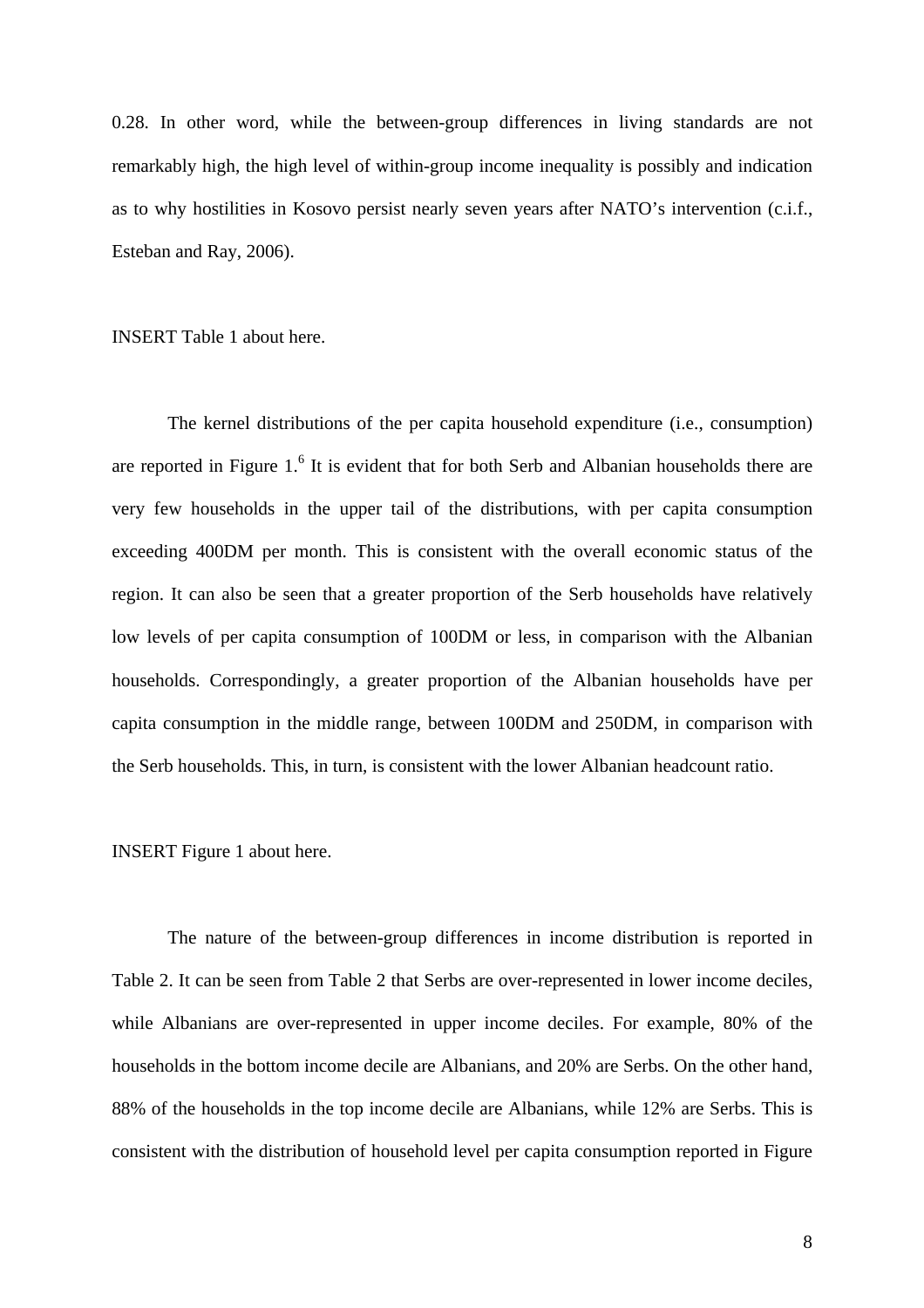0.28. In other word, while the between-group differences in living standards are not remarkably high, the high level of within-group income inequality is possibly and indication as to why hostilities in Kosovo persist nearly seven years after NATO's intervention (c.i.f., Esteban and Ray, 2006).

INSERT Table 1 about here.

The kernel distributions of the per capita household expenditure (i.e., consumption) are reported in Figure 1.[6] It is evident that for both Serb and Albanian households there are very few households in the upper tail of the distributions, with per capita consumption exceeding 400DM per month. This is consistent with the overall economic status of the region. It can also be seen that a greater proportion of the Serb households have relatively low levels of per capita consumption of 100DM or less, in comparison with the Albanian households. Correspondingly, a greater proportion of the Albanian households have per capita consumption in the middle range, between 100DM and 250DM, in comparison with the Serb households. This, in turn, is consistent with the lower Albanian headcount ratio.

INSERT Figure 1 about here.

The nature of the between-group differences in income distribution is reported in Table 2. It can be seen from Table 2 that Serbs are over-represented in lower income deciles, while Albanians are over-represented in upper income deciles. For example, 80% of the households in the bottom income decile are Albanians, and 20% are Serbs. On the other hand, 88% of the households in the top income decile are Albanians, while 12% are Serbs. This is consistent with the distribution of household level per capita consumption reported in Figure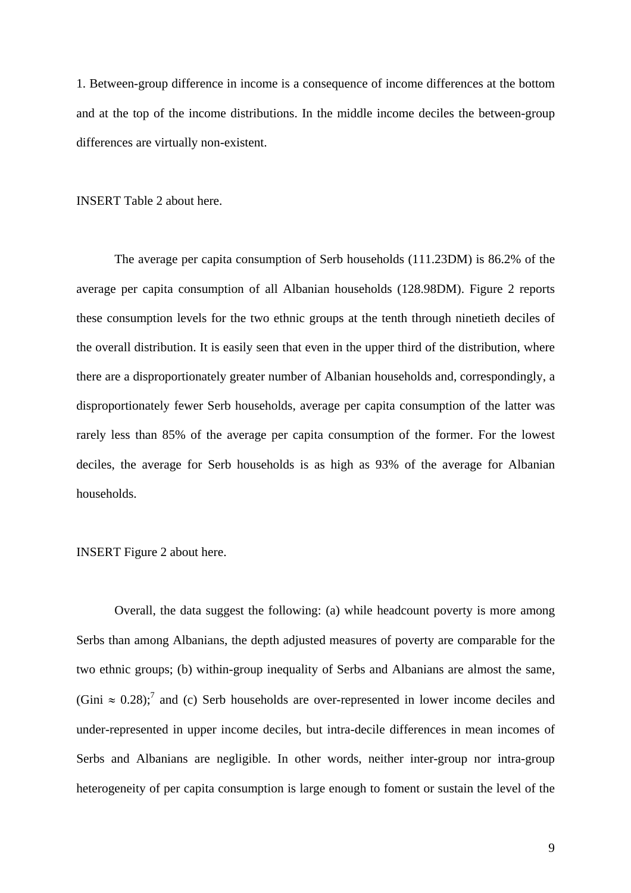1. Between-group difference in income is a consequence of income differences at the bottom and at the top of the income distributions. In the middle income deciles the between-group differences are virtually non-existent.

INSERT Table 2 about here.

The average per capita consumption of Serb households (111.23DM) is 86.2% of the average per capita consumption of all Albanian households (128.98DM). Figure 2 reports these consumption levels for the two ethnic groups at the tenth through ninetieth deciles of the overall distribution. It is easily seen that even in the upper third of the distribution, where there are a disproportionately greater number of Albanian households and, correspondingly, a disproportionately fewer Serb households, average per capita consumption of the latter was rarely less than 85% of the average per capita consumption of the former. For the lowest deciles, the average for Serb households is as high as 93% of the average for Albanian households.

INSERT Figure 2 about here.

Overall, the data suggest the following: (a) while headcount poverty is more among Serbs than among Albanians, the depth adjusted measures of poverty are comparable for the two ethnic groups; (b) within-group inequality of Serbs and Albanians are almost the same, (Gini $\approx$ 0.28);[7] and (c) Serb households are over-represented in lower income deciles and under-represented in upper income deciles, but intra-decile differences in mean incomes of Serbs and Albanians are negligible. In other words, neither inter-group nor intra-group heterogeneity of per capita consumption is large enough to foment or sustain the level of the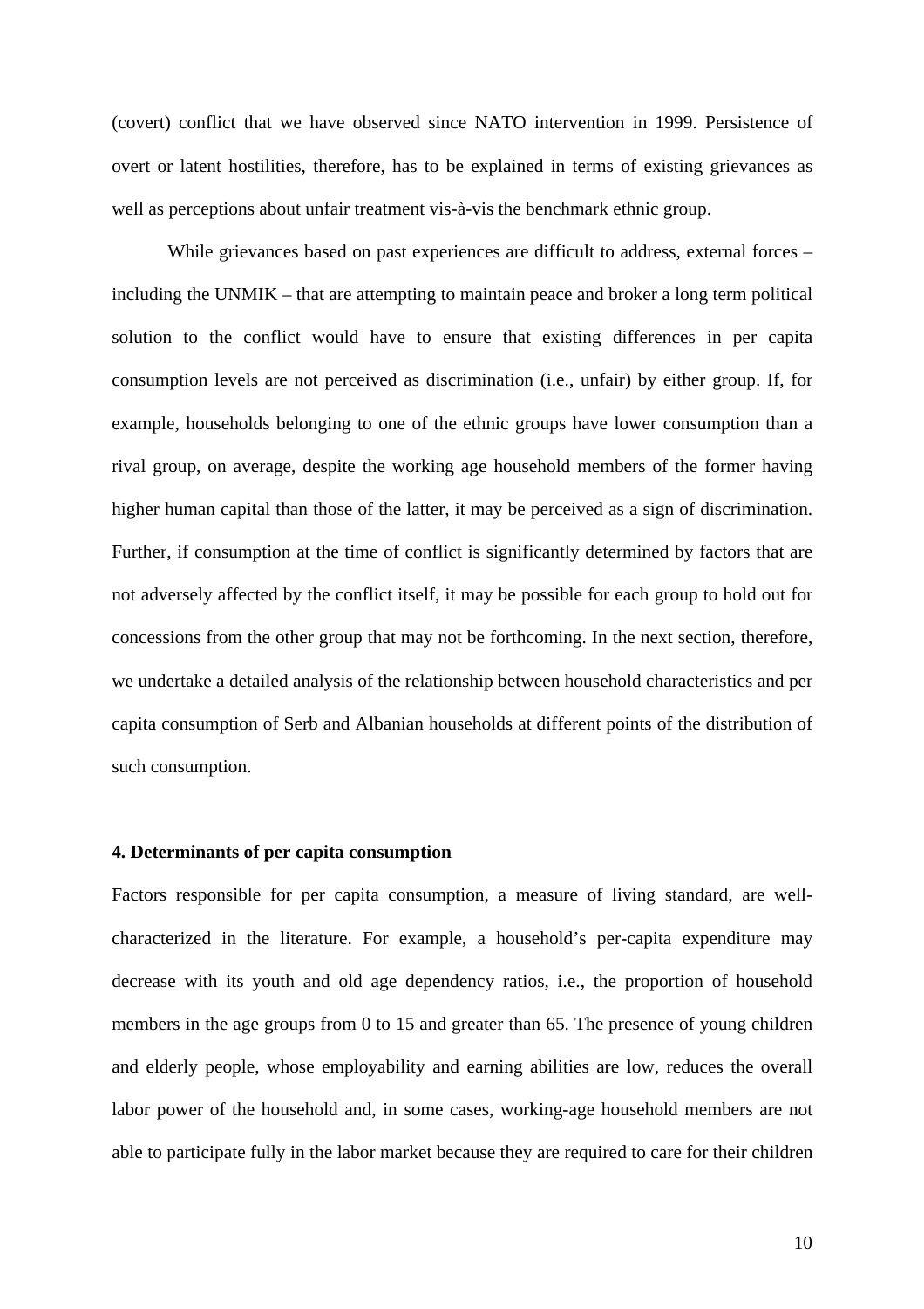(covert) conflict that we have observed since NATO intervention in 1999. Persistence of overt or latent hostilities, therefore, has to be explained in terms of existing grievances as well as perceptions about unfair treatment vis-à-vis the benchmark ethnic group.

While grievances based on past experiences are difficult to address, external forces – including the UNMIK – that are attempting to maintain peace and broker a long term political solution to the conflict would have to ensure that existing differences in per capita consumption levels are not perceived as discrimination (i.e., unfair) by either group. If, for example, households belonging to one of the ethnic groups have lower consumption than a rival group, on average, despite the working age household members of the former having higher human capital than those of the latter, it may be perceived as a sign of discrimination. Further, if consumption at the time of conflict is significantly determined by factors that are not adversely affected by the conflict itself, it may be possible for each group to hold out for concessions from the other group that may not be forthcoming. In the next section, therefore, we undertake a detailed analysis of the relationship between household characteristics and per capita consumption of Serb and Albanian households at different points of the distribution of such consumption.

## 4. Determinants of per capita consumption

Factors responsible for per capita consumption, a measure of living standard, are well-characterized in the literature. For example, a household's per-capita expenditure may decrease with its youth and old age dependency ratios, i.e., the proportion of household members in the age groups from 0 to 15 and greater than 65. The presence of young children and elderly people, whose employability and earning abilities are low, reduces the overall labor power of the household and, in some cases, working-age household members are not able to participate fully in the labor market because they are required to care for their children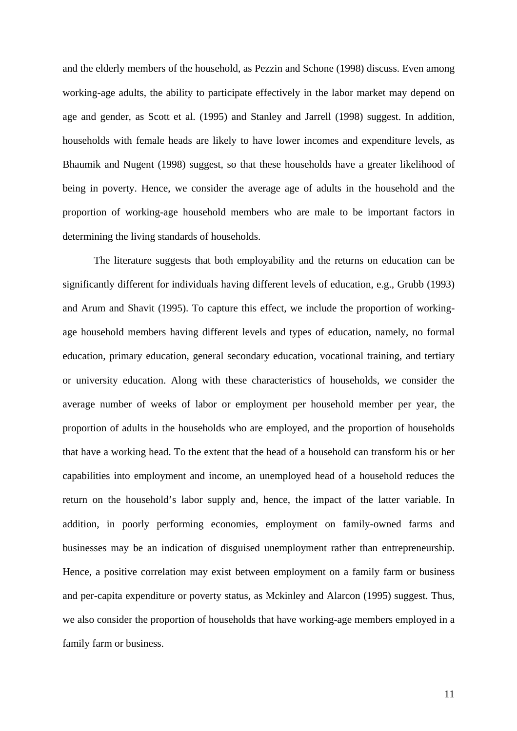and the elderly members of the household, as Pezzin and Schone (1998) discuss. Even among working-age adults, the ability to participate effectively in the labor market may depend on age and gender, as Scott et al. (1995) and Stanley and Jarrell (1998) suggest. In addition, households with female heads are likely to have lower incomes and expenditure levels, as Bhaumik and Nugent (1998) suggest, so that these households have a greater likelihood of being in poverty. Hence, we consider the average age of adults in the household and the proportion of working-age household members who are male to be important factors in determining the living standards of households.

The literature suggests that both employability and the returns on education can be significantly different for individuals having different levels of education, e.g., Grubb (1993) and Arum and Shavit (1995). To capture this effect, we include the proportion of working-age household members having different levels and types of education, namely, no formal education, primary education, general secondary education, vocational training, and tertiary or university education. Along with these characteristics of households, we consider the average number of weeks of labor or employment per household member per year, the proportion of adults in the households who are employed, and the proportion of households that have a working head. To the extent that the head of a household can transform his or her capabilities into employment and income, an unemployed head of a household reduces the return on the household's labor supply and, hence, the impact of the latter variable. In addition, in poorly performing economies, employment on family-owned farms and businesses may be an indication of disguised unemployment rather than entrepreneurship. Hence, a positive correlation may exist between employment on a family farm or business and per-capita expenditure or poverty status, as Mckinley and Alarcon (1995) suggest. Thus, we also consider the proportion of households that have working-age members employed in a family farm or business.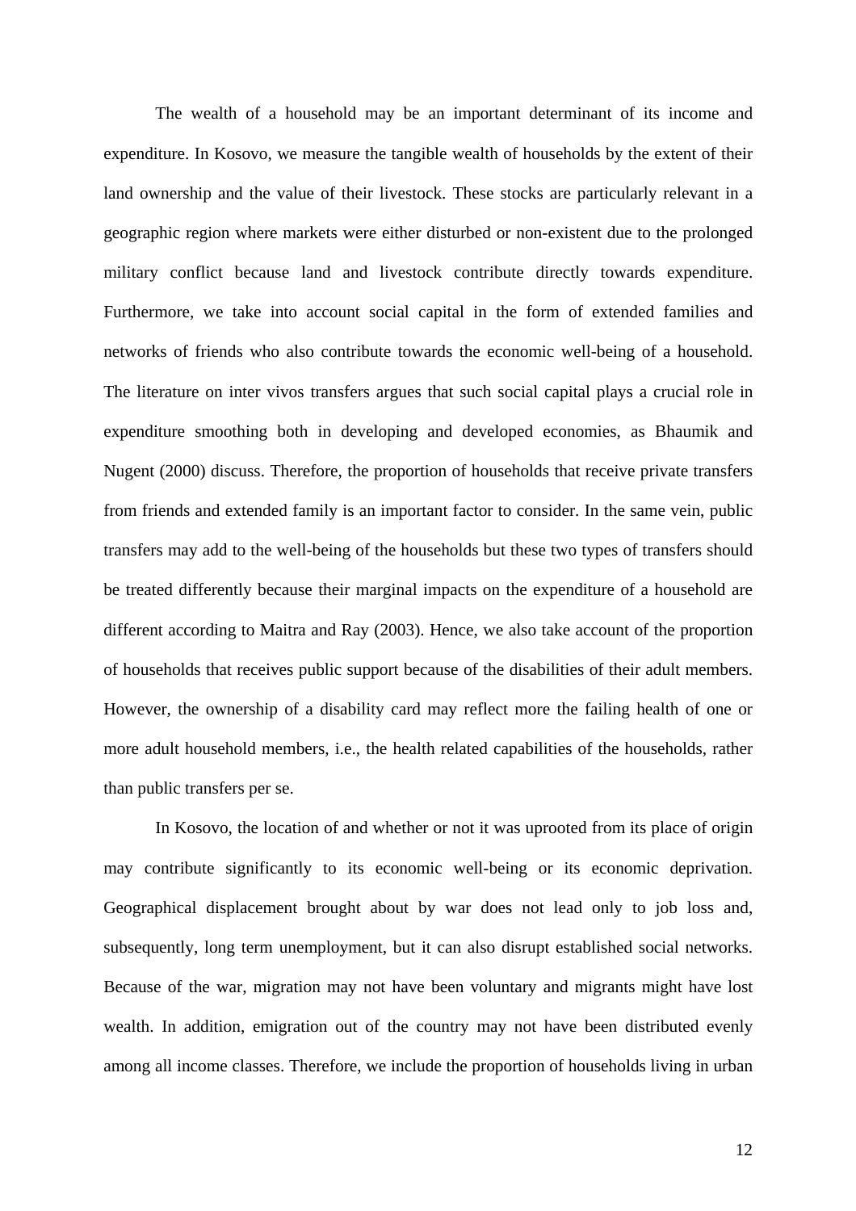The wealth of a household may be an important determinant of its income and expenditure. In Kosovo, we measure the tangible wealth of households by the extent of their land ownership and the value of their livestock. These stocks are particularly relevant in a geographic region where markets were either disturbed or non-existent due to the prolonged military conflict because land and livestock contribute directly towards expenditure. Furthermore, we take into account social capital in the form of extended families and networks of friends who also contribute towards the economic well-being of a household. The literature on inter vivos transfers argues that such social capital plays a crucial role in expenditure smoothing both in developing and developed economies, as Bhaumik and Nugent (2000) discuss. Therefore, the proportion of households that receive private transfers from friends and extended family is an important factor to consider. In the same vein, public transfers may add to the well-being of the households but these two types of transfers should be treated differently because their marginal impacts on the expenditure of a household are different according to Maitra and Ray (2003). Hence, we also take account of the proportion of households that receives public support because of the disabilities of their adult members. However, the ownership of a disability card may reflect more the failing health of one or more adult household members, i.e., the health related capabilities of the households, rather than public transfers per se.

In Kosovo, the location of and whether or not it was uprooted from its place of origin may contribute significantly to its economic well-being or its economic deprivation. Geographical displacement brought about by war does not lead only to job loss and, subsequently, long term unemployment, but it can also disrupt established social networks. Because of the war, migration may not have been voluntary and migrants might have lost wealth. In addition, emigration out of the country may not have been distributed evenly among all income classes. Therefore, we include the proportion of households living in urban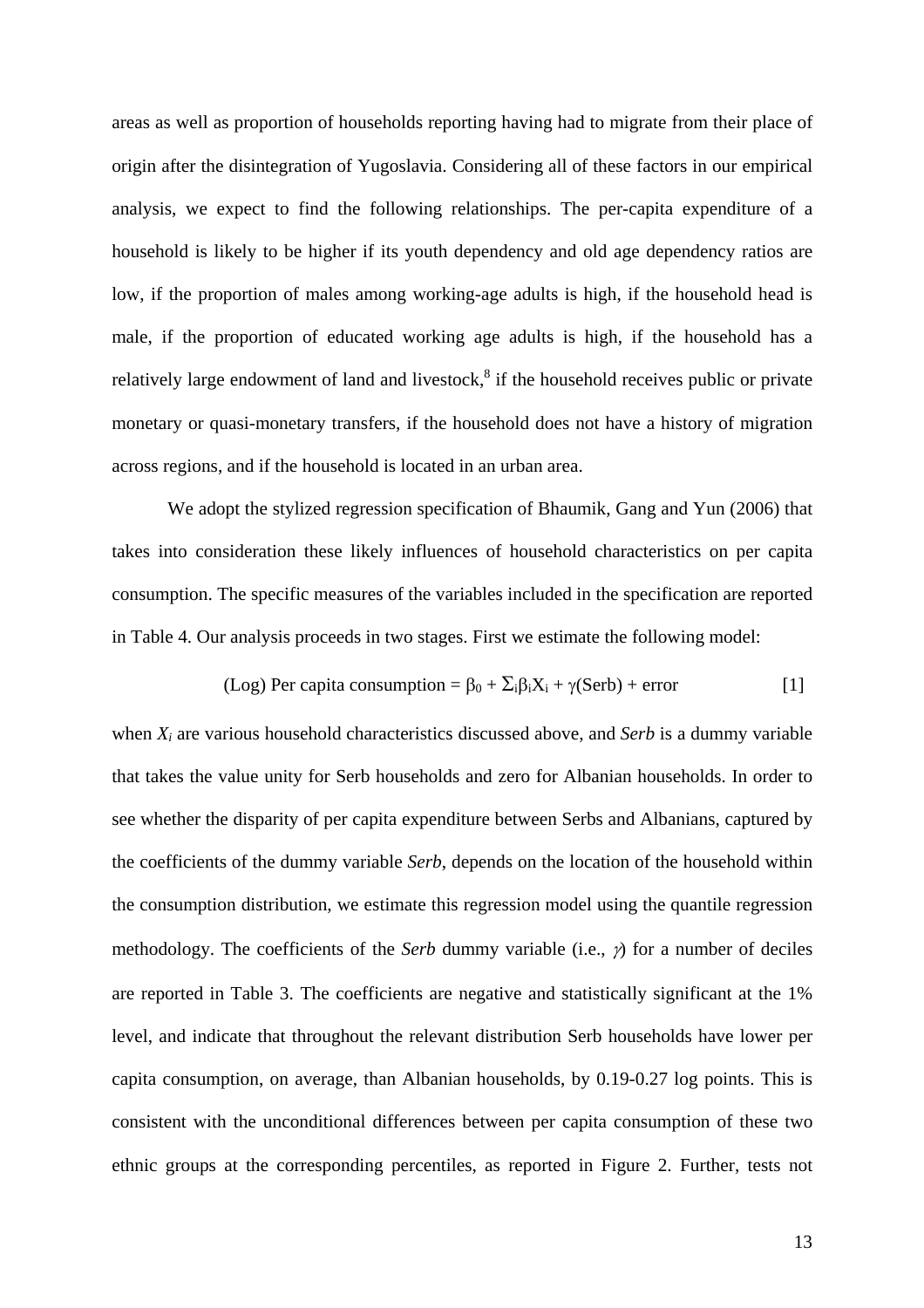areas as well as proportion of households reporting having had to migrate from their place of origin after the disintegration of Yugoslavia. Considering all of these factors in our empirical analysis, we expect to find the following relationships. The per-capita expenditure of a household is likely to be higher if its youth dependency and old age dependency ratios are low, if the proportion of males among working-age adults is high, if the household head is male, if the proportion of educated working age adults is high, if the household has a relatively large endowment of land and livestock,[8] if the household receives public or private monetary or quasi-monetary transfers, if the household does not have a history of migration across regions, and if the household is located in an urban area.

We adopt the stylized regression specification of Bhaumik, Gang and Yun (2006) that takes into consideration these likely influences of household characteristics on per capita consumption. The specific measures of the variables included in the specification are reported in Table 4. Our analysis proceeds in two stages. First we estimate the following model:

$$\text{(Log) Per capita consumption} = \beta_0 + \Sigma_i \beta_i X_i + \gamma(\text{Serb}) + \text{error} \qquad [1]$$

when $X_i$ are various household characteristics discussed above, and *Serb* is a dummy variable that takes the value unity for Serb households and zero for Albanian households. In order to see whether the disparity of per capita expenditure between Serbs and Albanians, captured by the coefficients of the dummy variable *Serb*, depends on the location of the household within the consumption distribution, we estimate this regression model using the quantile regression methodology. The coefficients of the *Serb* dummy variable (i.e., $\gamma$) for a number of deciles are reported in Table 3. The coefficients are negative and statistically significant at the 1% level, and indicate that throughout the relevant distribution Serb households have lower per capita consumption, on average, than Albanian households, by 0.19-0.27 log points. This is consistent with the unconditional differences between per capita consumption of these two ethnic groups at the corresponding percentiles, as reported in Figure 2. Further, tests not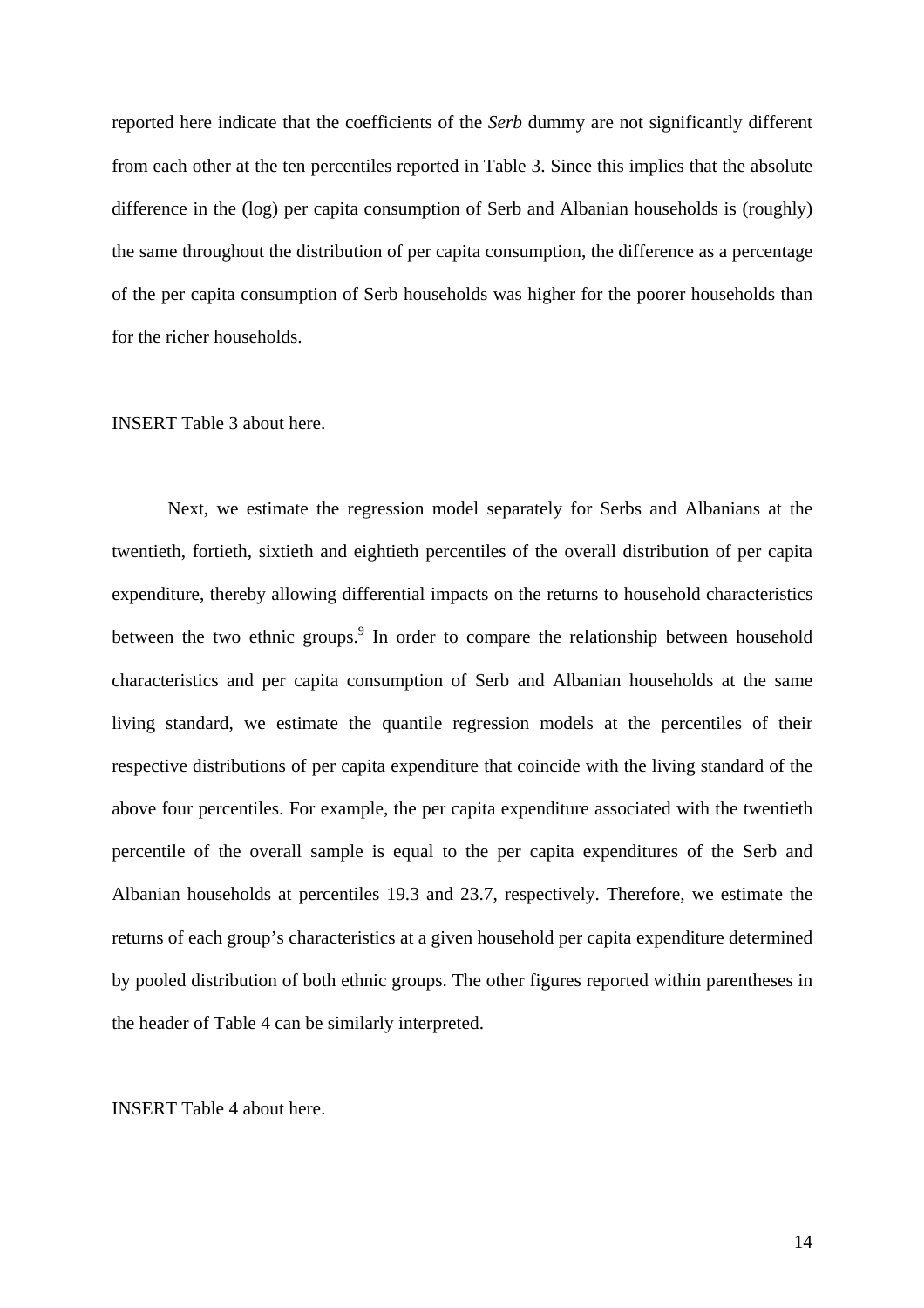reported here indicate that the coefficients of the *Serb* dummy are not significantly different from each other at the ten percentiles reported in Table 3. Since this implies that the absolute difference in the (log) per capita consumption of Serb and Albanian households is (roughly) the same throughout the distribution of per capita consumption, the difference as a percentage of the per capita consumption of Serb households was higher for the poorer households than for the richer households.

INSERT Table 3 about here.

Next, we estimate the regression model separately for Serbs and Albanians at the twentieth, fortieth, sixtieth and eightieth percentiles of the overall distribution of per capita expenditure, thereby allowing differential impacts on the returns to household characteristics between the two ethnic groups.[9] In order to compare the relationship between household characteristics and per capita consumption of Serb and Albanian households at the same living standard, we estimate the quantile regression models at the percentiles of their respective distributions of per capita expenditure that coincide with the living standard of the above four percentiles. For example, the per capita expenditure associated with the twentieth percentile of the overall sample is equal to the per capita expenditures of the Serb and Albanian households at percentiles 19.3 and 23.7, respectively. Therefore, we estimate the returns of each group's characteristics at a given household per capita expenditure determined by pooled distribution of both ethnic groups. The other figures reported within parentheses in the header of Table 4 can be similarly interpreted.

INSERT Table 4 about here.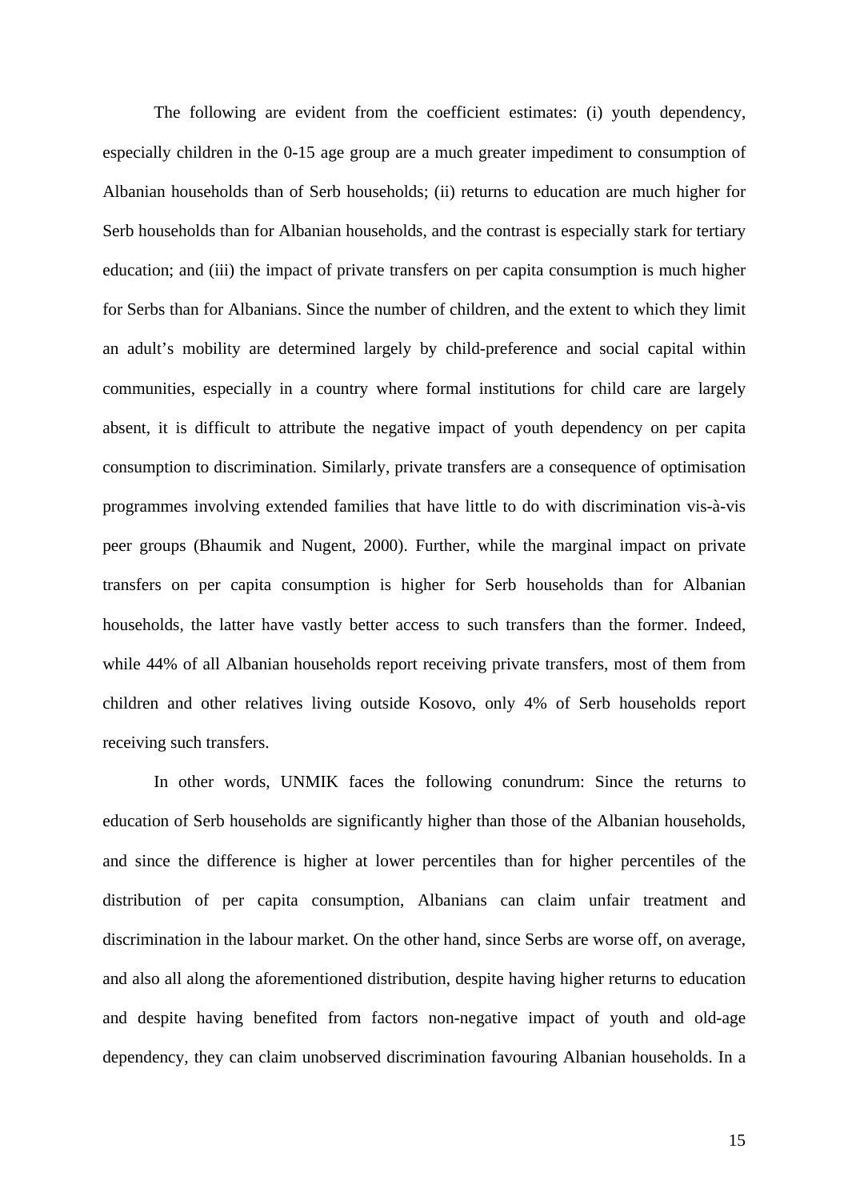The following are evident from the coefficient estimates: (i) youth dependency, especially children in the 0-15 age group are a much greater impediment to consumption of Albanian households than of Serb households; (ii) returns to education are much higher for Serb households than for Albanian households, and the contrast is especially stark for tertiary education; and (iii) the impact of private transfers on per capita consumption is much higher for Serbs than for Albanians. Since the number of children, and the extent to which they limit an adult's mobility are determined largely by child-preference and social capital within communities, especially in a country where formal institutions for child care are largely absent, it is difficult to attribute the negative impact of youth dependency on per capita consumption to discrimination. Similarly, private transfers are a consequence of optimisation programmes involving extended families that have little to do with discrimination vis-à-vis peer groups (Bhaumik and Nugent, 2000). Further, while the marginal impact on private transfers on per capita consumption is higher for Serb households than for Albanian households, the latter have vastly better access to such transfers than the former. Indeed, while 44% of all Albanian households report receiving private transfers, most of them from children and other relatives living outside Kosovo, only 4% of Serb households report receiving such transfers.

In other words, UNMIK faces the following conundrum: Since the returns to education of Serb households are significantly higher than those of the Albanian households, and since the difference is higher at lower percentiles than for higher percentiles of the distribution of per capita consumption, Albanians can claim unfair treatment and discrimination in the labour market. On the other hand, since Serbs are worse off, on average, and also all along the aforementioned distribution, despite having higher returns to education and despite having benefited from factors non-negative impact of youth and old-age dependency, they can claim unobserved discrimination favouring Albanian households. In a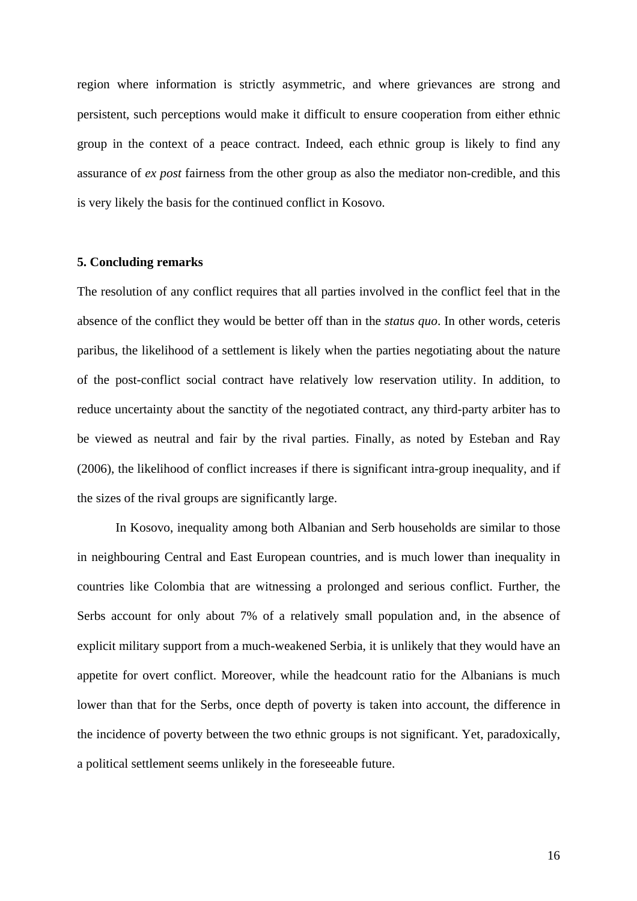region where information is strictly asymmetric, and where grievances are strong and persistent, such perceptions would make it difficult to ensure cooperation from either ethnic group in the context of a peace contract. Indeed, each ethnic group is likely to find any assurance of *ex post* fairness from the other group as also the mediator non-credible, and this is very likely the basis for the continued conflict in Kosovo.

## 5. Concluding remarks

The resolution of any conflict requires that all parties involved in the conflict feel that in the absence of the conflict they would be better off than in the *status quo*. In other words, ceteris paribus, the likelihood of a settlement is likely when the parties negotiating about the nature of the post-conflict social contract have relatively low reservation utility. In addition, to reduce uncertainty about the sanctity of the negotiated contract, any third-party arbiter has to be viewed as neutral and fair by the rival parties. Finally, as noted by Esteban and Ray (2006), the likelihood of conflict increases if there is significant intra-group inequality, and if the sizes of the rival groups are significantly large.

In Kosovo, inequality among both Albanian and Serb households are similar to those in neighbouring Central and East European countries, and is much lower than inequality in countries like Colombia that are witnessing a prolonged and serious conflict. Further, the Serbs account for only about 7% of a relatively small population and, in the absence of explicit military support from a much-weakened Serbia, it is unlikely that they would have an appetite for overt conflict. Moreover, while the headcount ratio for the Albanians is much lower than that for the Serbs, once depth of poverty is taken into account, the difference in the incidence of poverty between the two ethnic groups is not significant. Yet, paradoxically, a political settlement seems unlikely in the foreseeable future.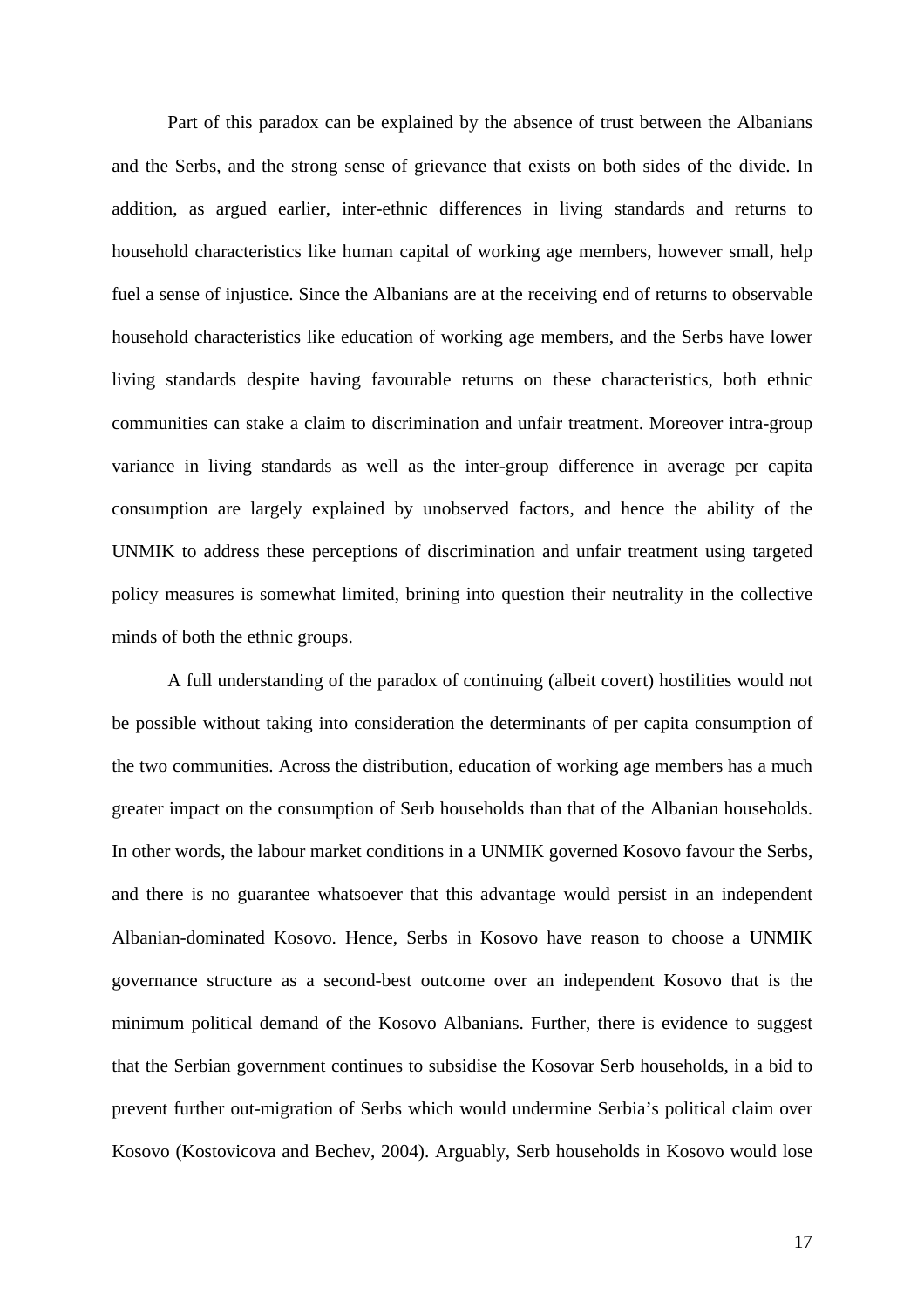Part of this paradox can be explained by the absence of trust between the Albanians and the Serbs, and the strong sense of grievance that exists on both sides of the divide. In addition, as argued earlier, inter-ethnic differences in living standards and returns to household characteristics like human capital of working age members, however small, help fuel a sense of injustice. Since the Albanians are at the receiving end of returns to observable household characteristics like education of working age members, and the Serbs have lower living standards despite having favourable returns on these characteristics, both ethnic communities can stake a claim to discrimination and unfair treatment. Moreover intra-group variance in living standards as well as the inter-group difference in average per capita consumption are largely explained by unobserved factors, and hence the ability of the UNMIK to address these perceptions of discrimination and unfair treatment using targeted policy measures is somewhat limited, brining into question their neutrality in the collective minds of both the ethnic groups.

A full understanding of the paradox of continuing (albeit covert) hostilities would not be possible without taking into consideration the determinants of per capita consumption of the two communities. Across the distribution, education of working age members has a much greater impact on the consumption of Serb households than that of the Albanian households. In other words, the labour market conditions in a UNMIK governed Kosovo favour the Serbs, and there is no guarantee whatsoever that this advantage would persist in an independent Albanian-dominated Kosovo. Hence, Serbs in Kosovo have reason to choose a UNMIK governance structure as a second-best outcome over an independent Kosovo that is the minimum political demand of the Kosovo Albanians. Further, there is evidence to suggest that the Serbian government continues to subsidise the Kosovar Serb households, in a bid to prevent further out-migration of Serbs which would undermine Serbia's political claim over Kosovo (Kostovicova and Bechev, 2004). Arguably, Serb households in Kosovo would lose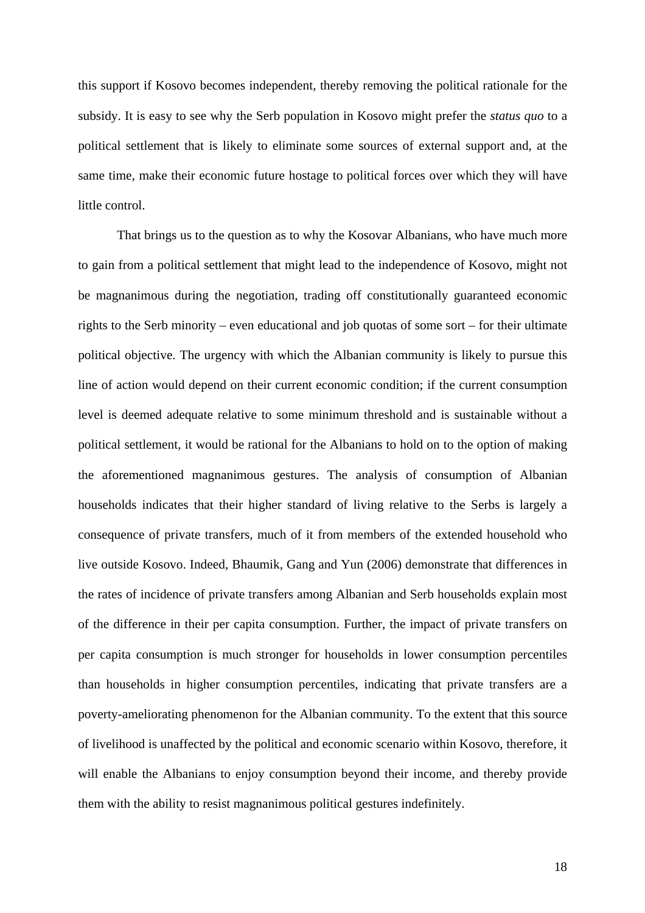this support if Kosovo becomes independent, thereby removing the political rationale for the subsidy. It is easy to see why the Serb population in Kosovo might prefer the *status quo* to a political settlement that is likely to eliminate some sources of external support and, at the same time, make their economic future hostage to political forces over which they will have little control.

That brings us to the question as to why the Kosovar Albanians, who have much more to gain from a political settlement that might lead to the independence of Kosovo, might not be magnanimous during the negotiation, trading off constitutionally guaranteed economic rights to the Serb minority – even educational and job quotas of some sort – for their ultimate political objective. The urgency with which the Albanian community is likely to pursue this line of action would depend on their current economic condition; if the current consumption level is deemed adequate relative to some minimum threshold and is sustainable without a political settlement, it would be rational for the Albanians to hold on to the option of making the aforementioned magnanimous gestures. The analysis of consumption of Albanian households indicates that their higher standard of living relative to the Serbs is largely a consequence of private transfers, much of it from members of the extended household who live outside Kosovo. Indeed, Bhaumik, Gang and Yun (2006) demonstrate that differences in the rates of incidence of private transfers among Albanian and Serb households explain most of the difference in their per capita consumption. Further, the impact of private transfers on per capita consumption is much stronger for households in lower consumption percentiles than households in higher consumption percentiles, indicating that private transfers are a poverty-ameliorating phenomenon for the Albanian community. To the extent that this source of livelihood is unaffected by the political and economic scenario within Kosovo, therefore, it will enable the Albanians to enjoy consumption beyond their income, and thereby provide them with the ability to resist magnanimous political gestures indefinitely.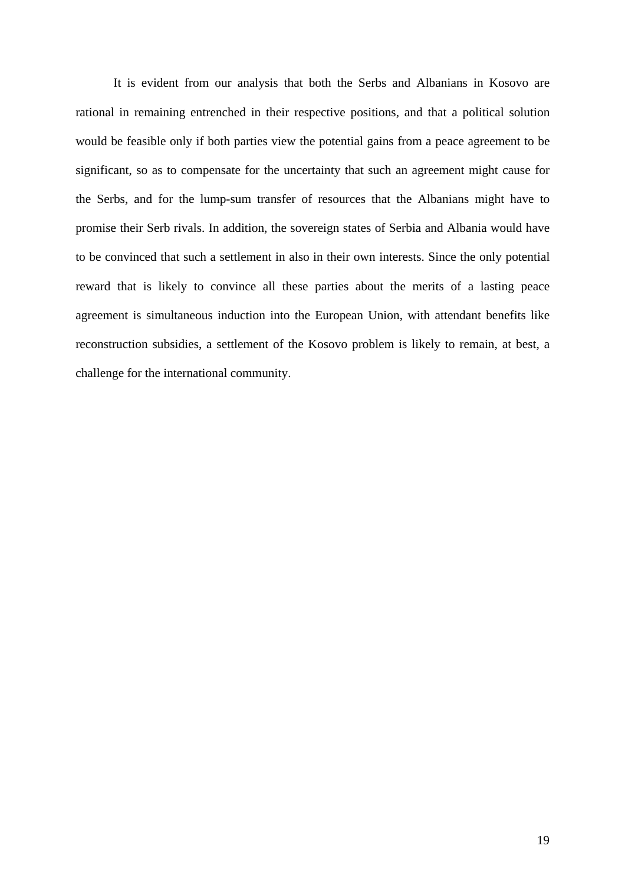It is evident from our analysis that both the Serbs and Albanians in Kosovo are rational in remaining entrenched in their respective positions, and that a political solution would be feasible only if both parties view the potential gains from a peace agreement to be significant, so as to compensate for the uncertainty that such an agreement might cause for the Serbs, and for the lump-sum transfer of resources that the Albanians might have to promise their Serb rivals. In addition, the sovereign states of Serbia and Albania would have to be convinced that such a settlement in also in their own interests. Since the only potential reward that is likely to convince all these parties about the merits of a lasting peace agreement is simultaneous induction into the European Union, with attendant benefits like reconstruction subsidies, a settlement of the Kosovo problem is likely to remain, at best, a challenge for the international community.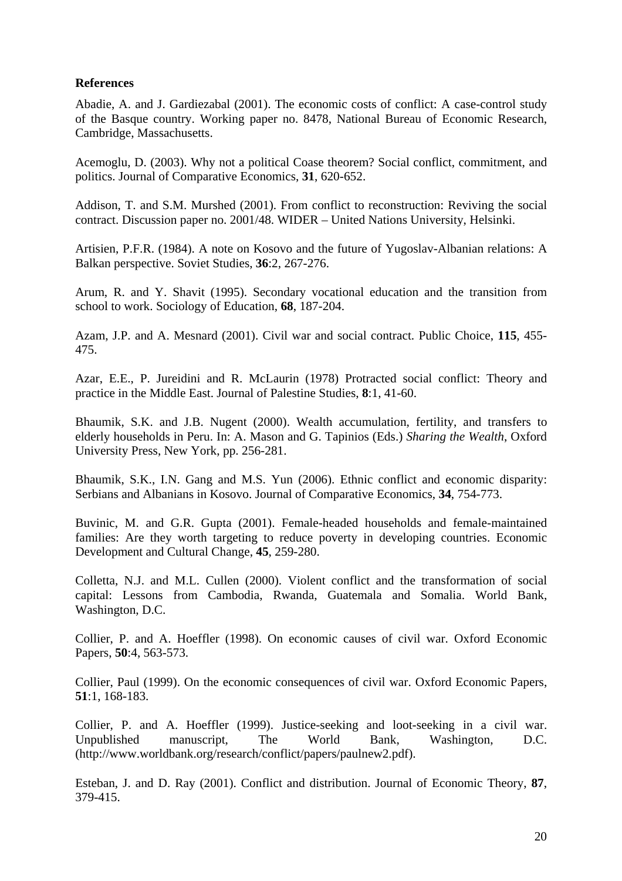**References**

Abadie, A. and J. Gardiezabal (2001). The economic costs of conflict: A case-control study of the Basque country. Working paper no. 8478, National Bureau of Economic Research, Cambridge, Massachusetts.

Acemoglu, D. (2003). Why not a political Coase theorem? Social conflict, commitment, and politics. Journal of Comparative Economics, **31**, 620-652.

Addison, T. and S.M. Murshed (2001). From conflict to reconstruction: Reviving the social contract. Discussion paper no. 2001/48. WIDER – United Nations University, Helsinki.

Artisien, P.F.R. (1984). A note on Kosovo and the future of Yugoslav-Albanian relations: A Balkan perspective. Soviet Studies, **36**:2, 267-276.

Arum, R. and Y. Shavit (1995). Secondary vocational education and the transition from school to work. Sociology of Education, **68**, 187-204.

Azam, J.P. and A. Mesnard (2001). Civil war and social contract. Public Choice, **115**, 455-475.

Azar, E.E., P. Jureidini and R. McLaurin (1978) Protracted social conflict: Theory and practice in the Middle East. Journal of Palestine Studies, **8**:1, 41-60.

Bhaumik, S.K. and J.B. Nugent (2000). Wealth accumulation, fertility, and transfers to elderly households in Peru. In: A. Mason and G. Tapinios (Eds.) *Sharing the Wealth*, Oxford University Press, New York, pp. 256-281.

Bhaumik, S.K., I.N. Gang and M.S. Yun (2006). Ethnic conflict and economic disparity: Serbians and Albanians in Kosovo. Journal of Comparative Economics, **34**, 754-773.

Buvinic, M. and G.R. Gupta (2001). Female-headed households and female-maintained families: Are they worth targeting to reduce poverty in developing countries. Economic Development and Cultural Change, **45**, 259-280.

Colletta, N.J. and M.L. Cullen (2000). Violent conflict and the transformation of social capital: Lessons from Cambodia, Rwanda, Guatemala and Somalia. World Bank, Washington, D.C.

Collier, P. and A. Hoeffler (1998). On economic causes of civil war. Oxford Economic Papers, **50**:4, 563-573.

Collier, Paul (1999). On the economic consequences of civil war. Oxford Economic Papers, **51**:1, 168-183.

Collier, P. and A. Hoeffler (1999). Justice-seeking and loot-seeking in a civil war. Unpublished manuscript, The World Bank, Washington, D.C. (http://www.worldbank.org/research/conflict/papers/paulnew2.pdf).

Esteban, J. and D. Ray (2001). Conflict and distribution. Journal of Economic Theory, **87**, 379-415.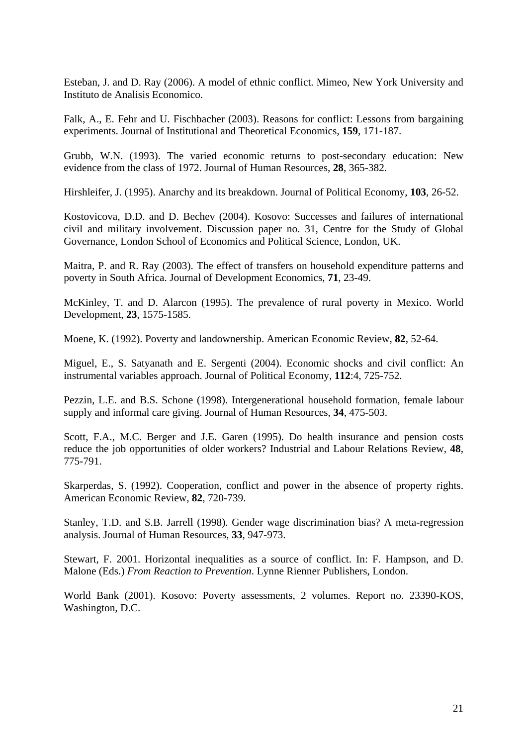Esteban, J. and D. Ray (2006). A model of ethnic conflict. Mimeo, New York University and Instituto de Analisis Economico.

Falk, A., E. Fehr and U. Fischbacher (2003). Reasons for conflict: Lessons from bargaining experiments. Journal of Institutional and Theoretical Economics, **159**, 171-187.

Grubb, W.N. (1993). The varied economic returns to post-secondary education: New evidence from the class of 1972. Journal of Human Resources, **28**, 365-382.

Hirshleifer, J. (1995). Anarchy and its breakdown. Journal of Political Economy, **103**, 26-52.

Kostovicova, D.D. and D. Bechev (2004). Kosovo: Successes and failures of international civil and military involvement. Discussion paper no. 31, Centre for the Study of Global Governance, London School of Economics and Political Science, London, UK.

Maitra, P. and R. Ray (2003). The effect of transfers on household expenditure patterns and poverty in South Africa. Journal of Development Economics, **71**, 23-49.

McKinley, T. and D. Alarcon (1995). The prevalence of rural poverty in Mexico. World Development, **23**, 1575-1585.

Moene, K. (1992). Poverty and landownership. American Economic Review, **82**, 52-64.

Miguel, E., S. Satyanath and E. Sergenti (2004). Economic shocks and civil conflict: An instrumental variables approach. Journal of Political Economy, **112**:4, 725-752.

Pezzin, L.E. and B.S. Schone (1998). Intergenerational household formation, female labour supply and informal care giving. Journal of Human Resources, **34**, 475-503.

Scott, F.A., M.C. Berger and J.E. Garen (1995). Do health insurance and pension costs reduce the job opportunities of older workers? Industrial and Labour Relations Review, **48**, 775-791.

Skarperdas, S. (1992). Cooperation, conflict and power in the absence of property rights. American Economic Review, **82**, 720-739.

Stanley, T.D. and S.B. Jarrell (1998). Gender wage discrimination bias? A meta-regression analysis. Journal of Human Resources, **33**, 947-973.

Stewart, F. 2001. Horizontal inequalities as a source of conflict. In: F. Hampson, and D. Malone (Eds.) *From Reaction to Prevention*. Lynne Rienner Publishers, London.

World Bank (2001). Kosovo: Poverty assessments, 2 volumes. Report no. 23390-KOS, Washington, D.C.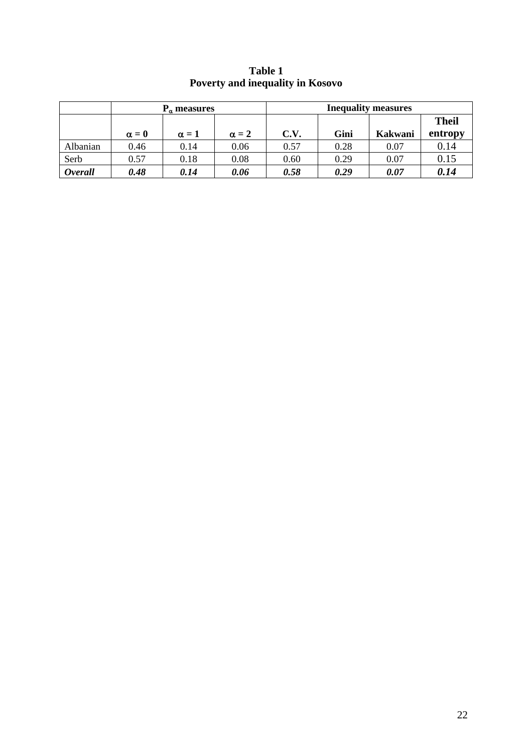**Table 1**
**Poverty and inequality in Kosovo**

| | $P_\alpha$ measures | | | Inequality measures | | | |
|---|---|---|---|---|---|---|---|
| | $\alpha = 0$ | $\alpha = 1$ | $\alpha = 2$ | C.V. | Gini | Kakwani | Theil entropy |
| Albanian | 0.46 | 0.14 | 0.06 | 0.57 | 0.28 | 0.07 | 0.14 |
| Serb | 0.57 | 0.18 | 0.08 | 0.60 | 0.29 | 0.07 | 0.15 |
| ***Overall*** | ***0.48*** | ***0.14*** | ***0.06*** | ***0.58*** | ***0.29*** | ***0.07*** | ***0.14*** |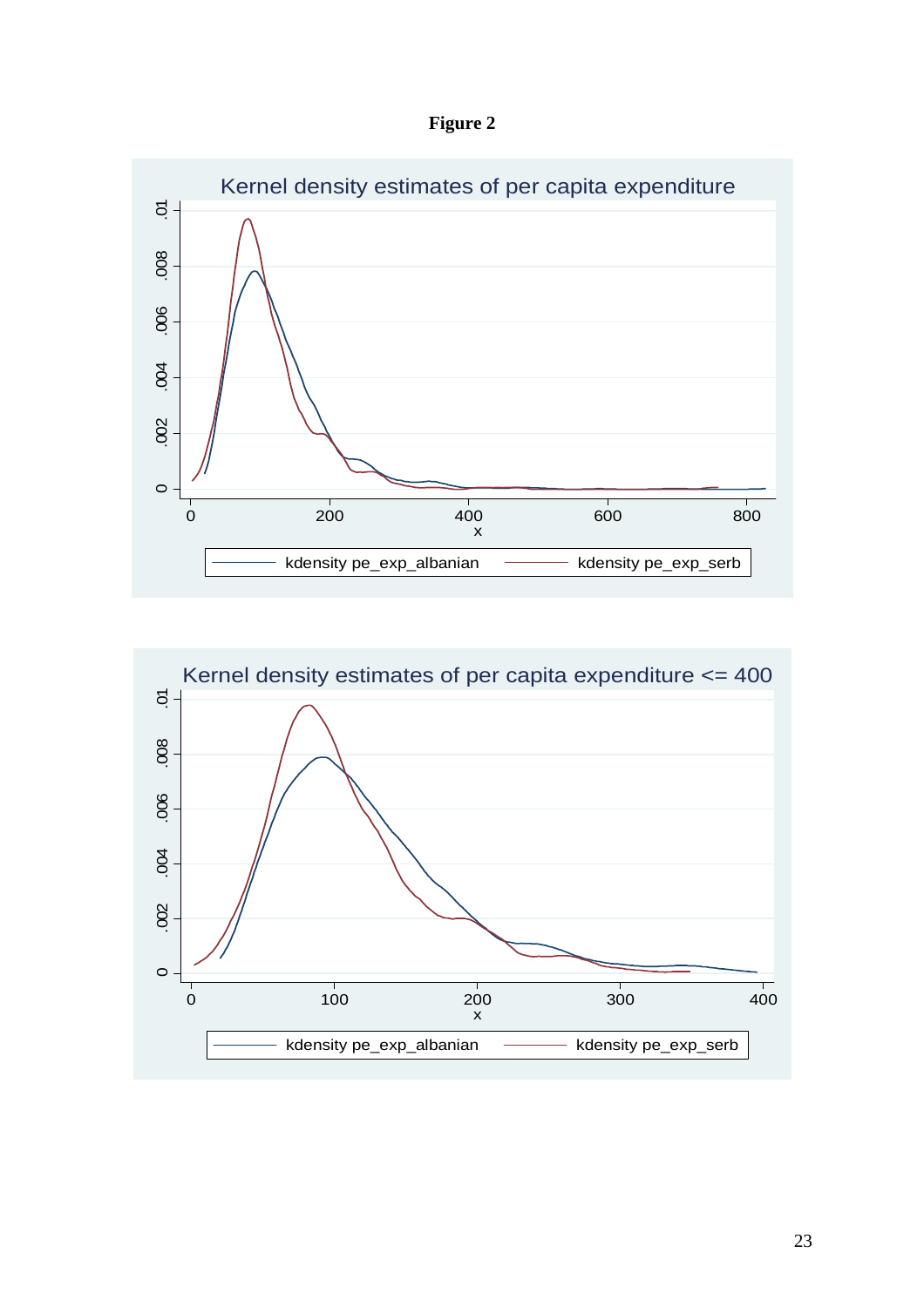**Figure 2**

Kernel density estimates of per capita expenditure

Kernel density estimates of per capita expenditure <= 400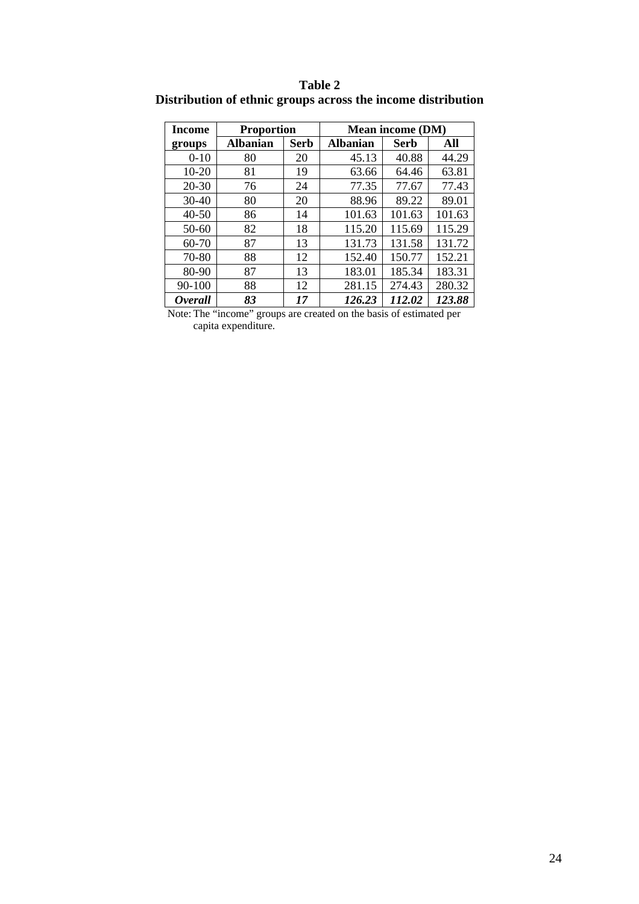**Table 2**
**Distribution of ethnic groups across the income distribution**

| Income groups | Proportion | | Mean income (DM) | | |
|---|---|---|---|---|---|
| | Albanian | Serb | Albanian | Serb | All |
| 0-10 | 80 | 20 | 45.13 | 40.88 | 44.29 |
| 10-20 | 81 | 19 | 63.66 | 64.46 | 63.81 |
| 20-30 | 76 | 24 | 77.35 | 77.67 | 77.43 |
| 30-40 | 80 | 20 | 88.96 | 89.22 | 89.01 |
| 40-50 | 86 | 14 | 101.63 | 101.63 | 101.63 |
| 50-60 | 82 | 18 | 115.20 | 115.69 | 115.29 |
| 60-70 | 87 | 13 | 131.73 | 131.58 | 131.72 |
| 70-80 | 88 | 12 | 152.40 | 150.77 | 152.21 |
| 80-90 | 87 | 13 | 183.01 | 185.34 | 183.31 |
| 90-100 | 88 | 12 | 281.15 | 274.43 | 280.32 |
| ***Overall*** | ***83*** | ***17*** | ***126.23*** | ***112.02*** | ***123.88*** |

Note: The "income" groups are created on the basis of estimated per capita expenditure.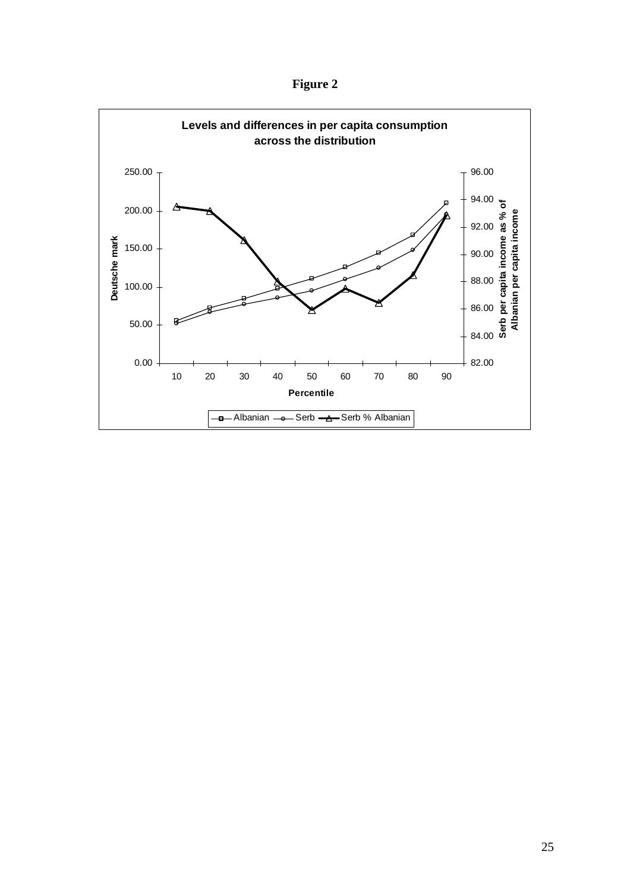**Figure 2**

**Levels and differences in per capita consumption across the distribution**

Left axis: Deutsche mark (0.00–250.00)

Right axis: Serb per capita income as % of Albanian per capita income (82.00–96.00)

X axis: Percentile (10–90)

Legend: Albanian, Serb, Serb % Albanian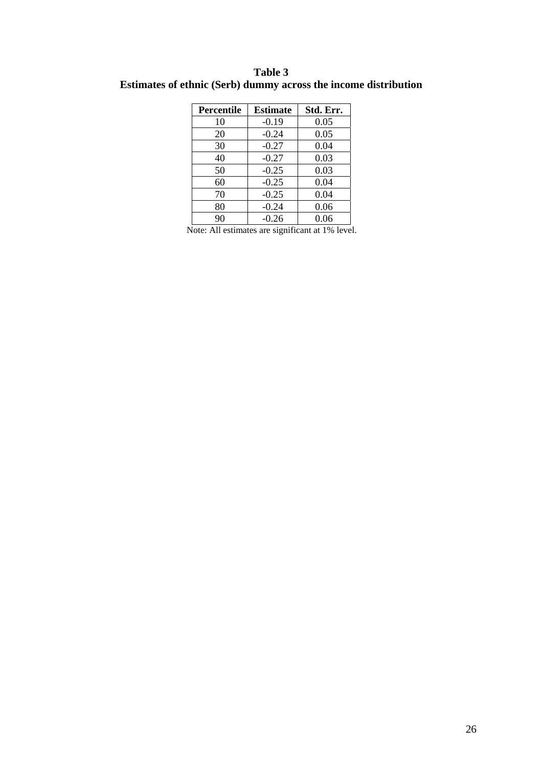**Table 3**
**Estimates of ethnic (Serb) dummy across the income distribution**

| Percentile | Estimate | Std. Err. |
|---|---|---|
| 10 | -0.19 | 0.05 |
| 20 | -0.24 | 0.05 |
| 30 | -0.27 | 0.04 |
| 40 | -0.27 | 0.03 |
| 50 | -0.25 | 0.03 |
| 60 | -0.25 | 0.04 |
| 70 | -0.25 | 0.04 |
| 80 | -0.24 | 0.06 |
| 90 | -0.26 | 0.06 |

Note: All estimates are significant at 1% level.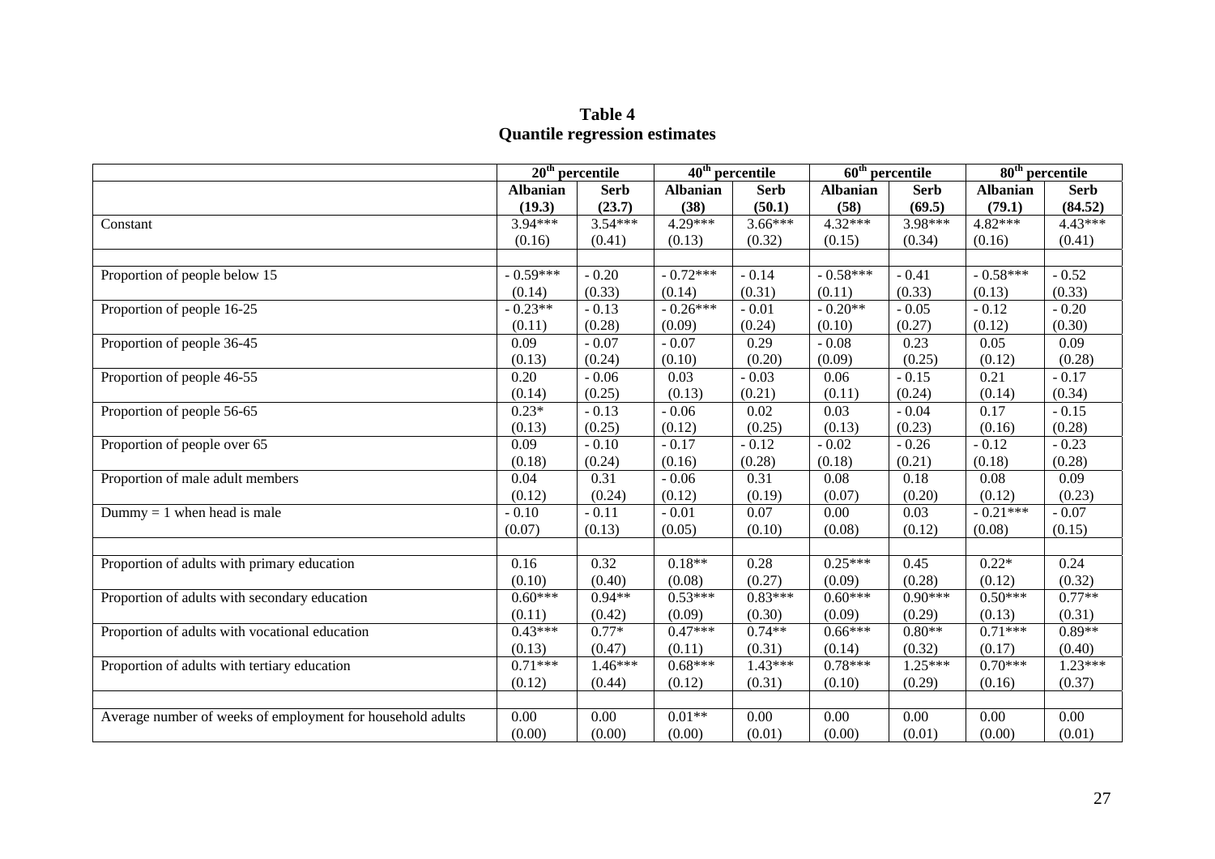**Table 4**
**Quantile regression estimates**

| | $20^{th}$ percentile | | $40^{th}$ percentile | | $60^{th}$ percentile | | $80^{th}$ percentile | |
|---|---|---|---|---|---|---|---|---|
| | **Albanian (19.3)** | **Serb (23.7)** | **Albanian (38)** | **Serb (50.1)** | **Albanian (58)** | **Serb (69.5)** | **Albanian (79.1)** | **Serb (84.52)** |
| Constant | 3.94*** (0.16) | 3.54*** (0.41) | 4.29*** (0.13) | 3.66*** (0.32) | 4.32*** (0.15) | 3.98*** (0.34) | 4.82*** (0.16) | 4.43*** (0.41) |
| | | | | | | | | |
| Proportion of people below 15 | - 0.59*** (0.14) | - 0.20 (0.33) | - 0.72*** (0.14) | - 0.14 (0.31) | - 0.58*** (0.11) | - 0.41 (0.33) | - 0.58*** (0.13) | - 0.52 (0.33) |
| Proportion of people 16-25 | - 0.23** (0.11) | - 0.13 (0.28) | - 0.26*** (0.09) | - 0.01 (0.24) | - 0.20** (0.10) | - 0.05 (0.27) | - 0.12 (0.12) | - 0.20 (0.30) |
| Proportion of people 36-45 | 0.09 (0.13) | - 0.07 (0.24) | - 0.07 (0.10) | 0.29 (0.20) | - 0.08 (0.09) | 0.23 (0.25) | 0.05 (0.12) | 0.09 (0.28) |
| Proportion of people 46-55 | 0.20 (0.14) | - 0.06 (0.25) | 0.03 (0.13) | - 0.03 (0.21) | 0.06 (0.11) | - 0.15 (0.24) | 0.21 (0.14) | - 0.17 (0.34) |
| Proportion of people 56-65 | 0.23* (0.13) | - 0.13 (0.25) | - 0.06 (0.12) | 0.02 (0.25) | 0.03 (0.13) | - 0.04 (0.23) | 0.17 (0.16) | - 0.15 (0.28) |
| Proportion of people over 65 | 0.09 (0.18) | - 0.10 (0.24) | - 0.17 (0.16) | - 0.12 (0.28) | - 0.02 (0.18) | - 0.26 (0.21) | - 0.12 (0.18) | - 0.23 (0.28) |
| Proportion of male adult members | 0.04 (0.12) | 0.31 (0.24) | - 0.06 (0.12) | 0.31 (0.19) | 0.08 (0.07) | 0.18 (0.20) | 0.08 (0.12) | 0.09 (0.23) |
| Dummy = 1 when head is male | - 0.10 (0.07) | - 0.11 (0.13) | - 0.01 (0.05) | 0.07 (0.10) | 0.00 (0.08) | 0.03 (0.12) | - 0.21*** (0.08) | - 0.07 (0.15) |
| | | | | | | | | |
| Proportion of adults with primary education | 0.16 (0.10) | 0.32 (0.40) | 0.18** (0.08) | 0.28 (0.27) | 0.25*** (0.09) | 0.45 (0.28) | 0.22* (0.12) | 0.24 (0.32) |
| Proportion of adults with secondary education | 0.60*** (0.11) | 0.94** (0.42) | 0.53*** (0.09) | 0.83*** (0.30) | 0.60*** (0.09) | 0.90*** (0.29) | 0.50*** (0.13) | 0.77** (0.31) |
| Proportion of adults with vocational education | 0.43*** (0.13) | 0.77* (0.47) | 0.47*** (0.11) | 0.74** (0.31) | 0.66*** (0.14) | 0.80** (0.32) | 0.71*** (0.17) | 0.89** (0.40) |
| Proportion of adults with tertiary education | 0.71*** (0.12) | 1.46*** (0.44) | 0.68*** (0.12) | 1.43*** (0.31) | 0.78*** (0.10) | 1.25*** (0.29) | 0.70*** (0.16) | 1.23*** (0.37) |
| | | | | | | | | |
| Average number of weeks of employment for household adults | 0.00 (0.00) | 0.00 (0.00) | 0.01** (0.00) | 0.00 (0.01) | 0.00 (0.00) | 0.00 (0.01) | 0.00 (0.00) | 0.00 (0.01) |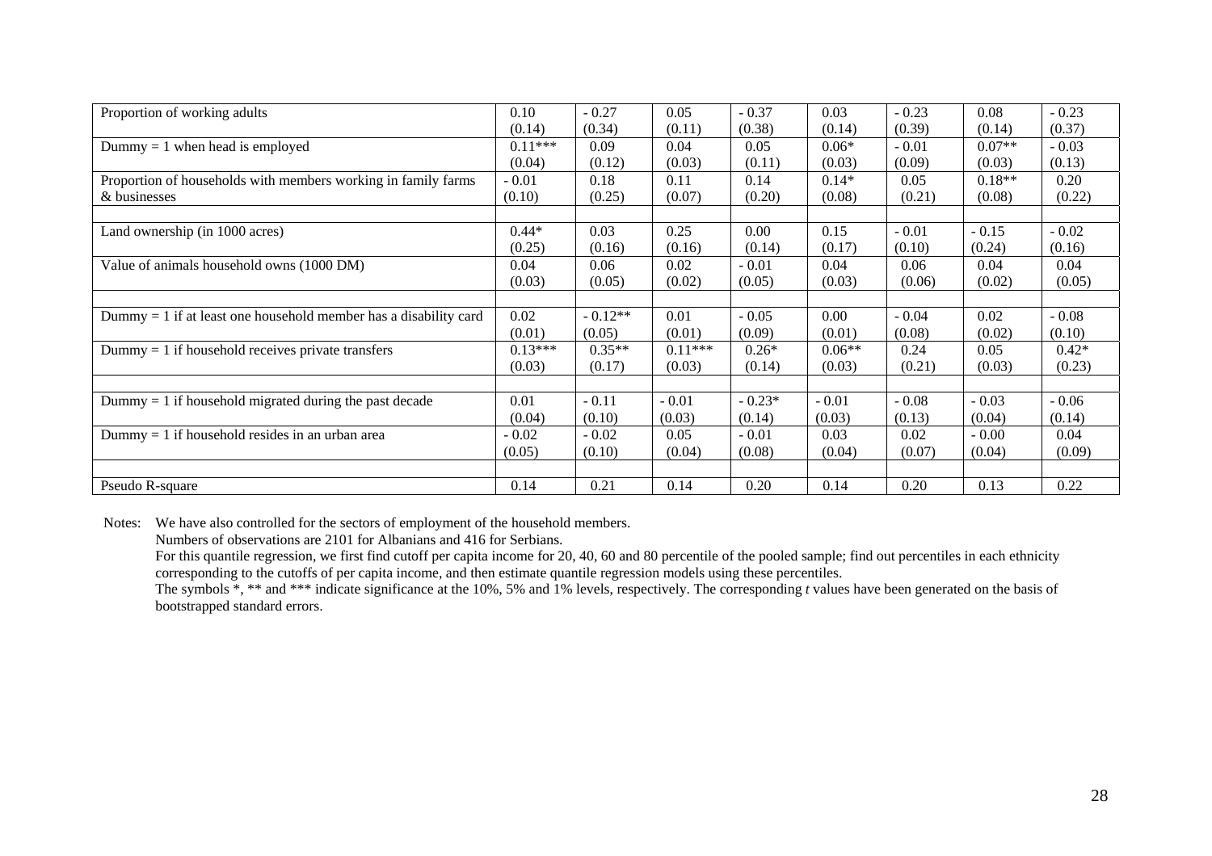| | | | | | | | | |
|---|---|---|---|---|---|---|---|---|
| Proportion of working adults | 0.10<br>(0.14) | - 0.27<br>(0.34) | 0.05<br>(0.11) | - 0.37<br>(0.38) | 0.03<br>(0.14) | - 0.23<br>(0.39) | 0.08<br>(0.14) | - 0.23<br>(0.37) |
| Dummy = 1 when head is employed | 0.11***<br>(0.04) | 0.09<br>(0.12) | 0.04<br>(0.03) | 0.05<br>(0.11) | 0.06*<br>(0.03) | - 0.01<br>(0.09) | 0.07**<br>(0.03) | - 0.03<br>(0.13) |
| Proportion of households with members working in family farms & businesses | - 0.01<br>(0.10) | 0.18<br>(0.25) | 0.11<br>(0.07) | 0.14<br>(0.20) | 0.14*<br>(0.08) | 0.05<br>(0.21) | 0.18**<br>(0.08) | 0.20<br>(0.22) |
| | | | | | | | | |
| Land ownership (in 1000 acres) | 0.44*<br>(0.25) | 0.03<br>(0.16) | 0.25<br>(0.16) | 0.00<br>(0.14) | 0.15<br>(0.17) | - 0.01<br>(0.10) | - 0.15<br>(0.24) | - 0.02<br>(0.16) |
| Value of animals household owns (1000 DM) | 0.04<br>(0.03) | 0.06<br>(0.05) | 0.02<br>(0.02) | - 0.01<br>(0.05) | 0.04<br>(0.03) | 0.06<br>(0.06) | 0.04<br>(0.02) | 0.04<br>(0.05) |
| | | | | | | | | |
| Dummy = 1 if at least one household member has a disability card | 0.02<br>(0.01) | - 0.12**<br>(0.05) | 0.01<br>(0.01) | - 0.05<br>(0.09) | 0.00<br>(0.01) | - 0.04<br>(0.08) | 0.02<br>(0.02) | - 0.08<br>(0.10) |
| Dummy = 1 if household receives private transfers | 0.13***<br>(0.03) | 0.35**<br>(0.17) | 0.11***<br>(0.03) | 0.26*<br>(0.14) | 0.06**<br>(0.03) | 0.24<br>(0.21) | 0.05<br>(0.03) | 0.42*<br>(0.23) |
| | | | | | | | | |
| Dummy = 1 if household migrated during the past decade | 0.01<br>(0.04) | - 0.11<br>(0.10) | - 0.01<br>(0.03) | - 0.23*<br>(0.14) | - 0.01<br>(0.03) | - 0.08<br>(0.13) | - 0.03<br>(0.04) | - 0.06<br>(0.14) |
| Dummy = 1 if household resides in an urban area | - 0.02<br>(0.05) | - 0.02<br>(0.10) | 0.05<br>(0.04) | - 0.01<br>(0.08) | 0.03<br>(0.04) | 0.02<br>(0.07) | - 0.00<br>(0.04) | 0.04<br>(0.09) |
| | | | | | | | | |
| Pseudo R-square | 0.14 | 0.21 | 0.14 | 0.20 | 0.14 | 0.20 | 0.13 | 0.22 |

Notes: We have also controlled for the sectors of employment of the household members.
Numbers of observations are 2101 for Albanians and 416 for Serbians.
For this quantile regression, we first find cutoff per capita income for 20, 40, 60 and 80 percentile of the pooled sample; find out percentiles in each ethnicity corresponding to the cutoffs of per capita income, and then estimate quantile regression models using these percentiles.
The symbols *, ** and *** indicate significance at the 10%, 5% and 1% levels, respectively. The corresponding *t* values have been generated on the basis of bootstrapped standard errors.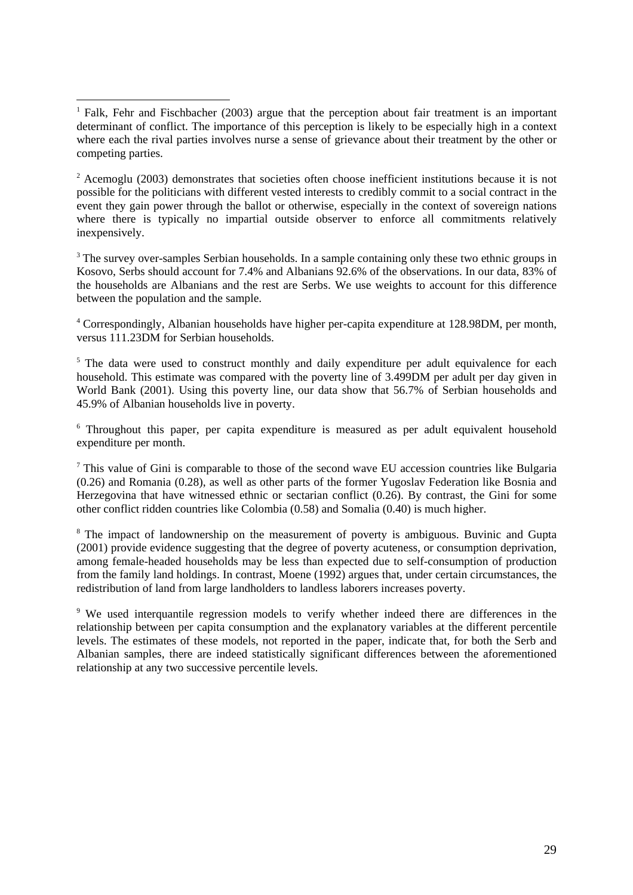[1] Falk, Fehr and Fischbacher (2003) argue that the perception about fair treatment is an important determinant of conflict. The importance of this perception is likely to be especially high in a context where each the rival parties involves nurse a sense of grievance about their treatment by the other or competing parties.

[2] Acemoglu (2003) demonstrates that societies often choose inefficient institutions because it is not possible for the politicians with different vested interests to credibly commit to a social contract in the event they gain power through the ballot or otherwise, especially in the context of sovereign nations where there is typically no impartial outside observer to enforce all commitments relatively inexpensively.

[3] The survey over-samples Serbian households. In a sample containing only these two ethnic groups in Kosovo, Serbs should account for 7.4% and Albanians 92.6% of the observations. In our data, 83% of the households are Albanians and the rest are Serbs. We use weights to account for this difference between the population and the sample.

[4] Correspondingly, Albanian households have higher per-capita expenditure at 128.98DM, per month, versus 111.23DM for Serbian households.

[5] The data were used to construct monthly and daily expenditure per adult equivalence for each household. This estimate was compared with the poverty line of 3.499DM per adult per day given in World Bank (2001). Using this poverty line, our data show that 56.7% of Serbian households and 45.9% of Albanian households live in poverty.

[6] Throughout this paper, per capita expenditure is measured as per adult equivalent household expenditure per month.

[7] This value of Gini is comparable to those of the second wave EU accession countries like Bulgaria (0.26) and Romania (0.28), as well as other parts of the former Yugoslav Federation like Bosnia and Herzegovina that have witnessed ethnic or sectarian conflict (0.26). By contrast, the Gini for some other conflict ridden countries like Colombia (0.58) and Somalia (0.40) is much higher.

[8] The impact of landownership on the measurement of poverty is ambiguous. Buvinic and Gupta (2001) provide evidence suggesting that the degree of poverty acuteness, or consumption deprivation, among female-headed households may be less than expected due to self-consumption of production from the family land holdings. In contrast, Moene (1992) argues that, under certain circumstances, the redistribution of land from large landholders to landless laborers increases poverty.

[9] We used interquantile regression models to verify whether indeed there are differences in the relationship between per capita consumption and the explanatory variables at the different percentile levels. The estimates of these models, not reported in the paper, indicate that, for both the Serb and Albanian samples, there are indeed statistically significant differences between the aforementioned relationship at any two successive percentile levels.